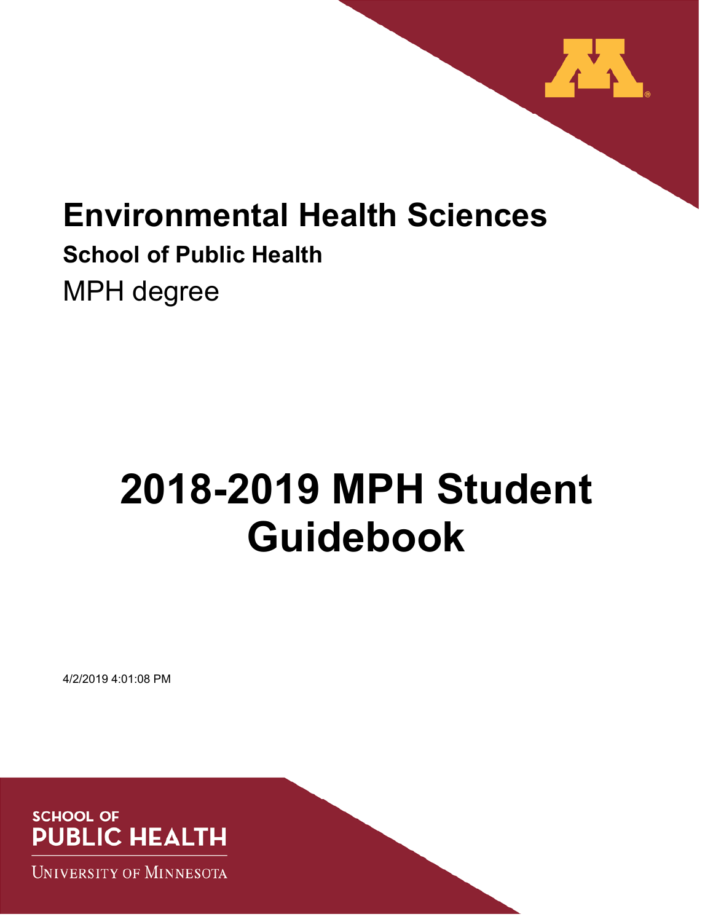# Environmental Health Sciences

## School of Public Health

MPH degree

# 2018-2019 MPH Student Guidebook

4/2/2019 4:01:08 PM

SCHOOL OF
PUBLIC HEALTH

UNIVERSITY OF MINNESOTA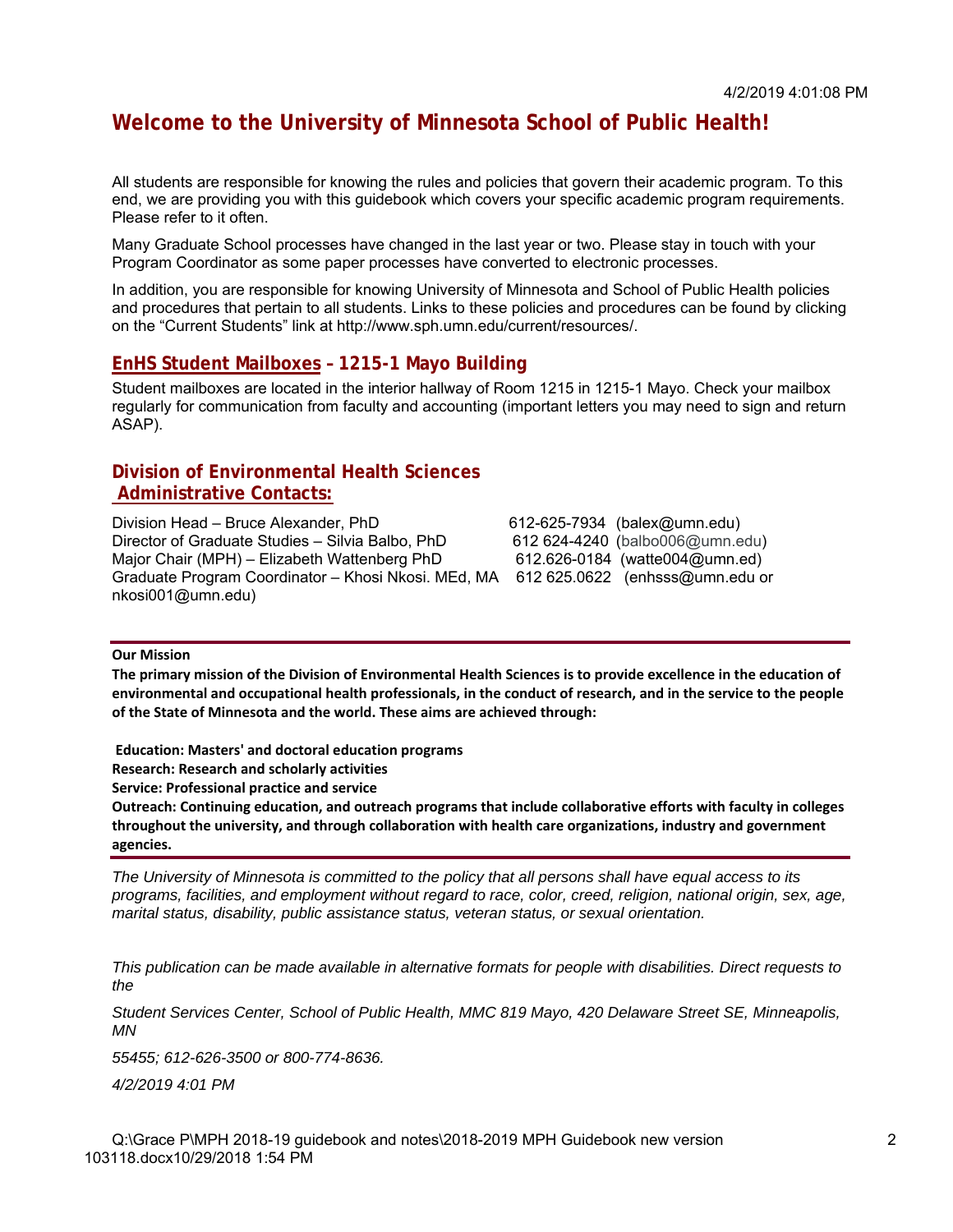## Welcome to the University of Minnesota School of Public Health!

All students are responsible for knowing the rules and policies that govern their academic program. To this end, we are providing you with this guidebook which covers your specific academic program requirements. Please refer to it often.

Many Graduate School processes have changed in the last year or two. Please stay in touch with your Program Coordinator as some paper processes have converted to electronic processes.

In addition, you are responsible for knowing University of Minnesota and School of Public Health policies and procedures that pertain to all students. Links to these policies and procedures can be found by clicking on the "Current Students" link at http://www.sph.umn.edu/current/resources/.

### EnHS Student Mailboxes – 1215-1 Mayo Building

Student mailboxes are located in the interior hallway of Room 1215 in 1215-1 Mayo. Check your mailbox regularly for communication from faculty and accounting (important letters you may need to sign and return ASAP).

### Division of Environmental Health Sciences Administrative Contacts:

Division Head – Bruce Alexander, PhD 612-625-7934 (balex@umn.edu)
Director of Graduate Studies – Silvia Balbo, PhD 612 624-4240 (balbo006@umn.edu)
Major Chair (MPH) – Elizabeth Wattenberg PhD 612.626-0184 (watte004@umn.ed)
Graduate Program Coordinator – Khosi Nkosi. MEd, MA 612 625.0622 (enhsss@umn.edu or nkosi001@umn.edu)

---

**Our Mission**

**The primary mission of the Division of Environmental Health Sciences is to provide excellence in the education of environmental and occupational health professionals, in the conduct of research, and in the service to the people of the State of Minnesota and the world. These aims are achieved through:**

**Education: Masters' and doctoral education programs**
**Research: Research and scholarly activities**
**Service: Professional practice and service**
**Outreach: Continuing education, and outreach programs that include collaborative efforts with faculty in colleges throughout the university, and through collaboration with health care organizations, industry and government agencies.**

---

*The University of Minnesota is committed to the policy that all persons shall have equal access to its programs, facilities, and employment without regard to race, color, creed, religion, national origin, sex, age, marital status, disability, public assistance status, veteran status, or sexual orientation.*

*This publication can be made available in alternative formats for people with disabilities. Direct requests to the*

*Student Services Center, School of Public Health, MMC 819 Mayo, 420 Delaware Street SE, Minneapolis, MN*

*55455; 612-626-3500 or 800-774-8636.*

*4/2/2019 4:01 PM*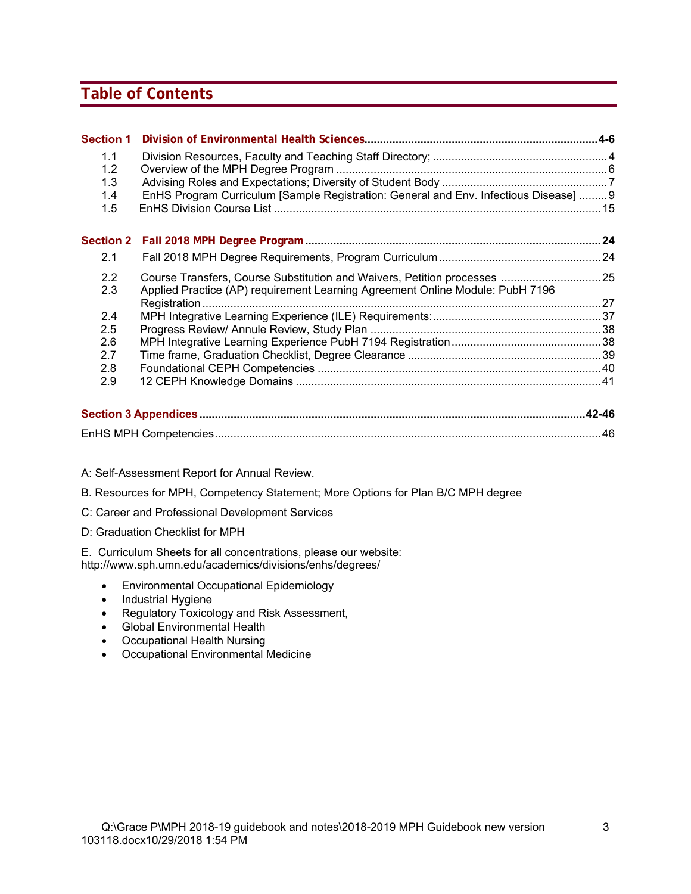## Table of Contents

| | | |
|---|---|---|
| **Section 1** | **Division of Environmental Health Sciences** | **4-6** |
| 1.1 | Division Resources, Faculty and Teaching Staff Directory; | 4 |
| 1.2 | Overview of the MPH Degree Program | 6 |
| 1.3 | Advising Roles and Expectations; Diversity of Student Body | 7 |
| 1.4 | EnHS Program Curriculum [Sample Registration: General and Env. Infectious Disease] | 9 |
| 1.5 | EnHS Division Course List | 15 |
| **Section 2** | **Fall 2018 MPH Degree Program** | **24** |
| 2.1 | Fall 2018 MPH Degree Requirements, Program Curriculum | 24 |
| 2.2 | Course Transfers, Course Substitution and Waivers, Petition processes | 25 |
| 2.3 | Applied Practice (AP) requirement Learning Agreement Online Module: PubH 7196 Registration | 27 |
| 2.4 | MPH Integrative Learning Experience (ILE) Requirements: | 37 |
| 2.5 | Progress Review/ Annule Review, Study Plan | 38 |
| 2.6 | MPH Integrative Learning Experience PubH 7194 Registration | 38 |
| 2.7 | Time frame, Graduation Checklist, Degree Clearance | 39 |
| 2.8 | Foundational CEPH Competencies | 40 |
| 2.9 | 12 CEPH Knowledge Domains | 41 |
| **Section 3 Appendices** | | **42-46** |
| EnHS MPH Competencies | | 46 |

A: Self-Assessment Report for Annual Review.

B. Resources for MPH, Competency Statement; More Options for Plan B/C MPH degree

C: Career and Professional Development Services

D: Graduation Checklist for MPH

E. Curriculum Sheets for all concentrations, please our website: http://www.sph.umn.edu/academics/divisions/enhs/degrees/

- Environmental Occupational Epidemiology
- Industrial Hygiene
- Regulatory Toxicology and Risk Assessment,
- Global Environmental Health
- Occupational Health Nursing
- Occupational Environmental Medicine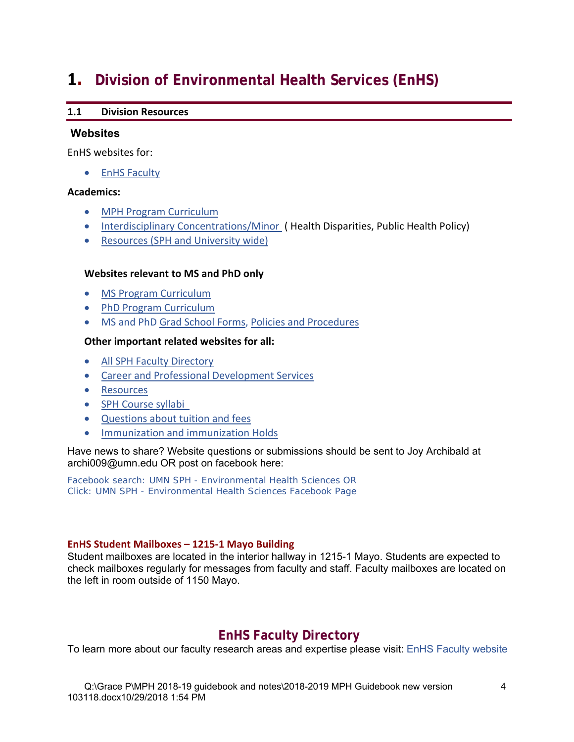# 1. Division of Environmental Health Services (EnHS)

## 1.1 Division Resources

### Websites

EnHS websites for:

- EnHS Faculty

**Academics:**

- MPH Program Curriculum
- Interdisciplinary Concentrations/Minor ( Health Disparities, Public Health Policy)
- Resources (SPH and University wide)

**Websites relevant to MS and PhD only**

- MS Program Curriculum
- PhD Program Curriculum
- MS and PhD Grad School Forms, Policies and Procedures

**Other important related websites for all:**

- All SPH Faculty Directory
- Career and Professional Development Services
- Resources
- SPH Course syllabi
- Questions about tuition and fees
- Immunization and immunization Holds

Have news to share? Website questions or submissions should be sent to Joy Archibald at archi009@umn.edu OR post on facebook here:

Facebook search: UMN SPH - Environmental Health Sciences OR
Click: UMN SPH - Environmental Health Sciences Facebook Page

**EnHS Student Mailboxes – 1215-1 Mayo Building**

Student mailboxes are located in the interior hallway in 1215-1 Mayo. Students are expected to check mailboxes regularly for messages from faculty and staff. Faculty mailboxes are located on the left in room outside of 1150 Mayo.

## EnHS Faculty Directory

To learn more about our faculty research areas and expertise please visit: EnHS Faculty website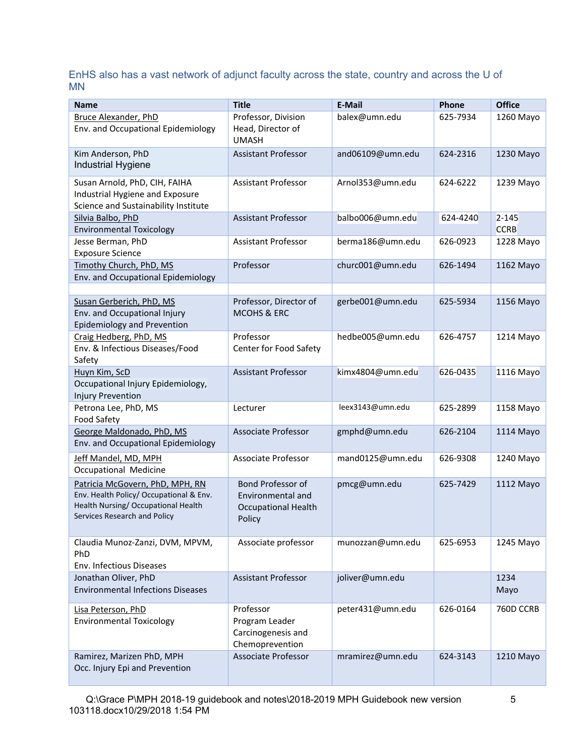EnHS also has a vast network of adjunct faculty across the state, country and across the U of MN

| Name | Title | E-Mail | Phone | Office |
|---|---|---|---|---|
| Bruce Alexander, PhD<br>Env. and Occupational Epidemiology | Professor, Division Head, Director of UMASH | balex@umn.edu | 625-7934 | 1260 Mayo |
| Kim Anderson, PhD<br>Industrial Hygiene | Assistant Professor | and06109@umn.edu | 624-2316 | 1230 Mayo |
| Susan Arnold, PhD, CIH, FAIHA<br>Industrial Hygiene and Exposure Science and Sustainability Institute | Assistant Professor | Arnol353@umn.edu | 624-6222 | 1239 Mayo |
| Silvia Balbo, PhD<br>Environmental Toxicology | Assistant Professor | balbo006@umn.edu | 624-4240 | 2-145 CCRB |
| Jesse Berman, PhD<br>Exposure Science | Assistant Professor | berma186@umn.edu | 626-0923 | 1228 Mayo |
| Timothy Church, PhD, MS<br>Env. and Occupational Epidemiology | Professor | churc001@umn.edu | 626-1494 | 1162 Mayo |
| | | | | |
| Susan Gerberich, PhD, MS<br>Env. and Occupational Injury Epidemiology and Prevention | Professor, Director of MCOHS & ERC | gerbe001@umn.edu | 625-5934 | 1156 Mayo |
| Craig Hedberg, PhD, MS<br>Env. & Infectious Diseases/Food Safety | Professor<br>Center for Food Safety | hedbe005@umn.edu | 626-4757 | 1214 Mayo |
| Huyn Kim, ScD<br>Occupational Injury Epidemiology, Injury Prevention | Assistant Professor | kimx4804@umn.edu | 626-0435 | 1116 Mayo |
| Petrona Lee, PhD, MS<br>Food Safety | Lecturer | leex3143@umn.edu | 625-2899 | 1158 Mayo |
| George Maldonado, PhD, MS<br>Env. and Occupational Epidemiology | Associate Professor | gmphd@umn.edu | 626-2104 | 1114 Mayo |
| Jeff Mandel, MD, MPH<br>Occupational Medicine | Associate Professor | mand0125@umn.edu | 626-9308 | 1240 Mayo |
| Patricia McGovern, PhD, MPH, RN<br>Env. Health Policy/ Occupational & Env. Health Nursing/ Occupational Health Services Research and Policy | Bond Professor of Environmental and Occupational Health Policy | pmcg@umn.edu | 625-7429 | 1112 Mayo |
| Claudia Munoz-Zanzi, DVM, MPVM, PhD<br>Env. Infectious Diseases | Associate professor | munozzan@umn.edu | 625-6953 | 1245 Mayo |
| Jonathan Oliver, PhD<br>Environmental Infections Diseases | Assistant Professor | joliver@umn.edu | | 1234 Mayo |
| Lisa Peterson, PhD<br>Environmental Toxicology | Professor<br>Program Leader<br>Carcinogenesis and Chemoprevention | peter431@umn.edu | 626-0164 | 760D CCRB |
| Ramirez, Marizen PhD, MPH<br>Occ. Injury Epi and Prevention | Associate Professor | mramirez@umn.edu | 624-3143 | 1210 Mayo |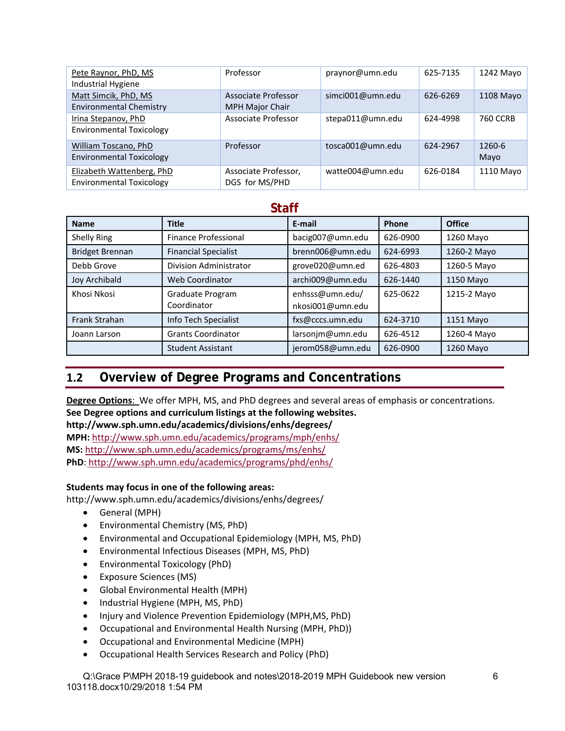| Pete Raynor, PhD, MS<br>Industrial Hygiene | Professor | praynor@umn.edu | 625-7135 | 1242 Mayo |
|---|---|---|---|---|
| Matt Simcik, PhD, MS<br>Environmental Chemistry | Associate Professor<br>MPH Major Chair | simci001@umn.edu | 626-6269 | 1108 Mayo |
| Irina Stepanov, PhD<br>Environmental Toxicology | Associate Professor | stepa011@umn.edu | 624-4998 | 760 CCRB |
| William Toscano, PhD<br>Environmental Toxicology | Professor | tosca001@umn.edu | 624-2967 | 1260-6 Mayo |
| Elizabeth Wattenberg, PhD<br>Environmental Toxicology | Associate Professor,<br>DGS for MS/PHD | watte004@umn.edu | 626-0184 | 1110 Mayo |

## Staff

| Name | Title | E-mail | Phone | Office |
|---|---|---|---|---|
| Shelly Ring | Finance Professional | bacig007@umn.edu | 626-0900 | 1260 Mayo |
| Bridget Brennan | Financial Specialist | brenn006@umn.edu | 624-6993 | 1260-2 Mayo |
| Debb Grove | Division Administrator | grove020@umn.ed | 626-4803 | 1260-5 Mayo |
| Joy Archibald | Web Coordinator | archi009@umn.edu | 626-1440 | 1150 Mayo |
| Khosi Nkosi | Graduate Program Coordinator | enhsss@umn.edu/<br>nkosi001@umn.edu | 625-0622 | 1215-2 Mayo |
| Frank Strahan | Info Tech Specialist | fxs@cccs.umn.edu | 624-3710 | 1151 Mayo |
| Joann Larson | Grants Coordinator | larsonjm@umn.edu | 626-4512 | 1260-4 Mayo |
| | Student Assistant | jerom058@umn.edu | 626-0900 | 1260 Mayo |

## 1.2 Overview of Degree Programs and Concentrations

**Degree Options**: We offer MPH, MS, and PhD degrees and several areas of emphasis or concentrations. **See Degree options and curriculum listings at the following websites.**
**http://www.sph.umn.edu/academics/divisions/enhs/degrees/**
**MPH:** http://www.sph.umn.edu/academics/programs/mph/enhs/
**MS:** http://www.sph.umn.edu/academics/programs/ms/enhs/
**PhD**: http://www.sph.umn.edu/academics/programs/phd/enhs/

**Students may focus in one of the following areas:**
http://www.sph.umn.edu/academics/divisions/enhs/degrees/

- General (MPH)
- Environmental Chemistry (MS, PhD)
- Environmental and Occupational Epidemiology (MPH, MS, PhD)
- Environmental Infectious Diseases (MPH, MS, PhD)
- Environmental Toxicology (PhD)
- Exposure Sciences (MS)
- Global Environmental Health (MPH)
- Industrial Hygiene (MPH, MS, PhD)
- Injury and Violence Prevention Epidemiology (MPH,MS, PhD)
- Occupational and Environmental Health Nursing (MPH, PhD))
- Occupational and Environmental Medicine (MPH)
- Occupational Health Services Research and Policy (PhD)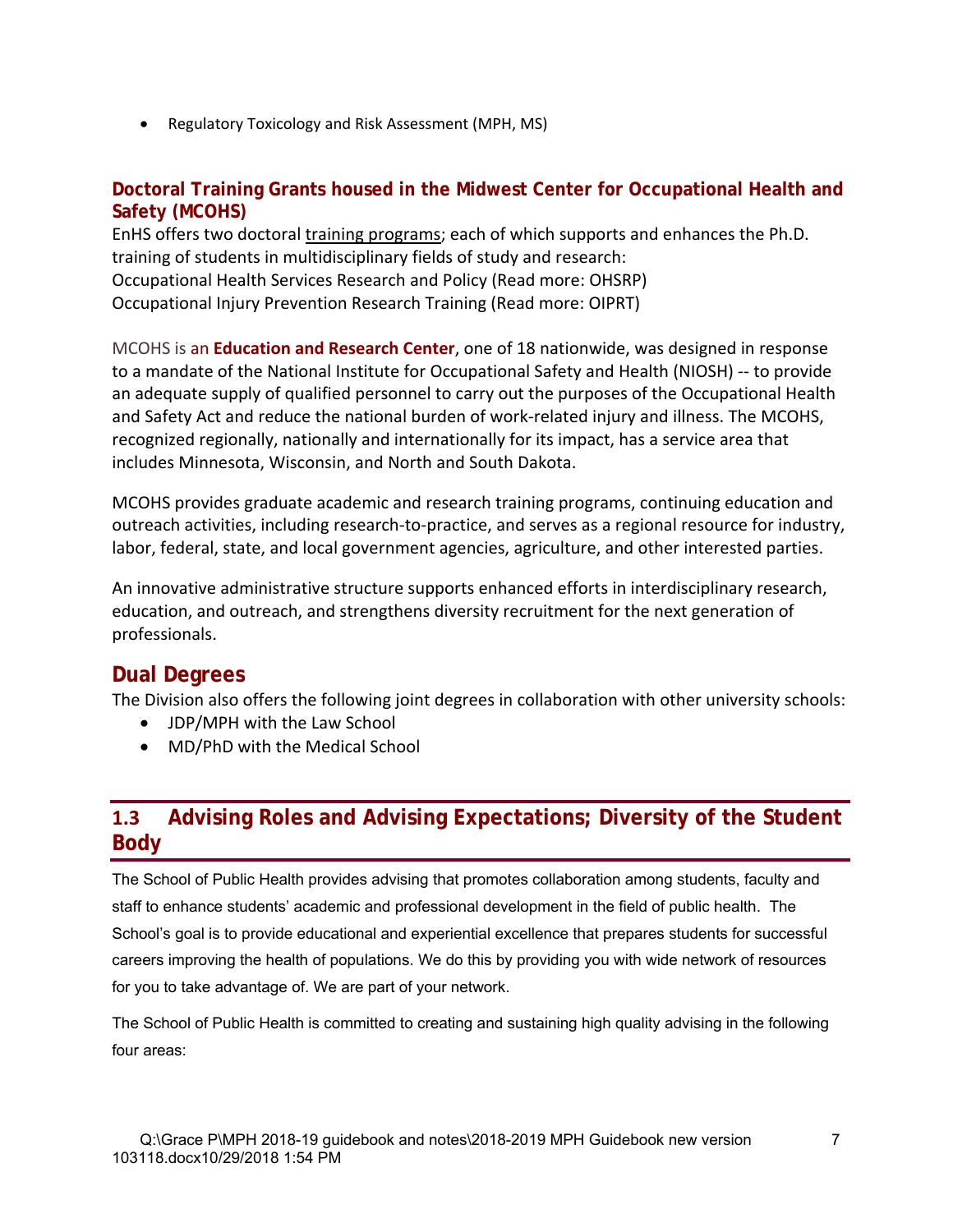- Regulatory Toxicology and Risk Assessment (MPH, MS)

### Doctoral Training Grants housed in the Midwest Center for Occupational Health and Safety (MCOHS)

EnHS offers two doctoral training programs; each of which supports and enhances the Ph.D. training of students in multidisciplinary fields of study and research:
Occupational Health Services Research and Policy (Read more: OHSRP)
Occupational Injury Prevention Research Training (Read more: OIPRT)

MCOHS is an **Education and Research Center**, one of 18 nationwide, was designed in response to a mandate of the National Institute for Occupational Safety and Health (NIOSH) -- to provide an adequate supply of qualified personnel to carry out the purposes of the Occupational Health and Safety Act and reduce the national burden of work-related injury and illness. The MCOHS, recognized regionally, nationally and internationally for its impact, has a service area that includes Minnesota, Wisconsin, and North and South Dakota.

MCOHS provides graduate academic and research training programs, continuing education and outreach activities, including research-to-practice, and serves as a regional resource for industry, labor, federal, state, and local government agencies, agriculture, and other interested parties.

An innovative administrative structure supports enhanced efforts in interdisciplinary research, education, and outreach, and strengthens diversity recruitment for the next generation of professionals.

### Dual Degrees

The Division also offers the following joint degrees in collaboration with other university schools:

- JDP/MPH with the Law School
- MD/PhD with the Medical School

## 1.3 Advising Roles and Advising Expectations; Diversity of the Student Body

The School of Public Health provides advising that promotes collaboration among students, faculty and staff to enhance students' academic and professional development in the field of public health. The School's goal is to provide educational and experiential excellence that prepares students for successful careers improving the health of populations. We do this by providing you with wide network of resources for you to take advantage of. We are part of your network.

The School of Public Health is committed to creating and sustaining high quality advising in the following four areas: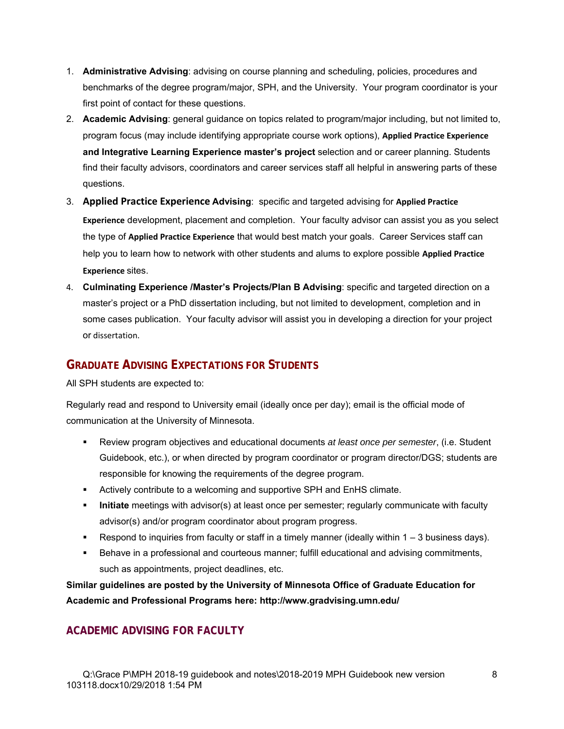1. **Administrative Advising**: advising on course planning and scheduling, policies, procedures and benchmarks of the degree program/major, SPH, and the University. Your program coordinator is your first point of contact for these questions.
2. **Academic Advising**: general guidance on topics related to program/major including, but not limited to, program focus (may include identifying appropriate course work options), **Applied Practice Experience and Integrative Learning Experience master's project** selection and or career planning. Students find their faculty advisors, coordinators and career services staff all helpful in answering parts of these questions.
3. **Applied Practice Experience Advising**: specific and targeted advising for **Applied Practice Experience** development, placement and completion. Your faculty advisor can assist you as you select the type of **Applied Practice Experience** that would best match your goals. Career Services staff can help you to learn how to network with other students and alums to explore possible **Applied Practice Experience** sites.
4. **Culminating Experience /Master's Projects/Plan B Advising**: specific and targeted direction on a master's project or a PhD dissertation including, but not limited to development, completion and in some cases publication. Your faculty advisor will assist you in developing a direction for your project or dissertation.

## GRADUATE ADVISING EXPECTATIONS FOR STUDENTS

All SPH students are expected to:

Regularly read and respond to University email (ideally once per day); email is the official mode of communication at the University of Minnesota.

- Review program objectives and educational documents *at least once per semester*, (i.e. Student Guidebook, etc.), or when directed by program coordinator or program director/DGS; students are responsible for knowing the requirements of the degree program.
- Actively contribute to a welcoming and supportive SPH and EnHS climate.
- **Initiate** meetings with advisor(s) at least once per semester; regularly communicate with faculty advisor(s) and/or program coordinator about program progress.
- Respond to inquiries from faculty or staff in a timely manner (ideally within 1 – 3 business days).
- Behave in a professional and courteous manner; fulfill educational and advising commitments, such as appointments, project deadlines, etc.

**Similar guidelines are posted by the University of Minnesota Office of Graduate Education for Academic and Professional Programs here: http://www.gradvising.umn.edu/**

## ACADEMIC ADVISING FOR FACULTY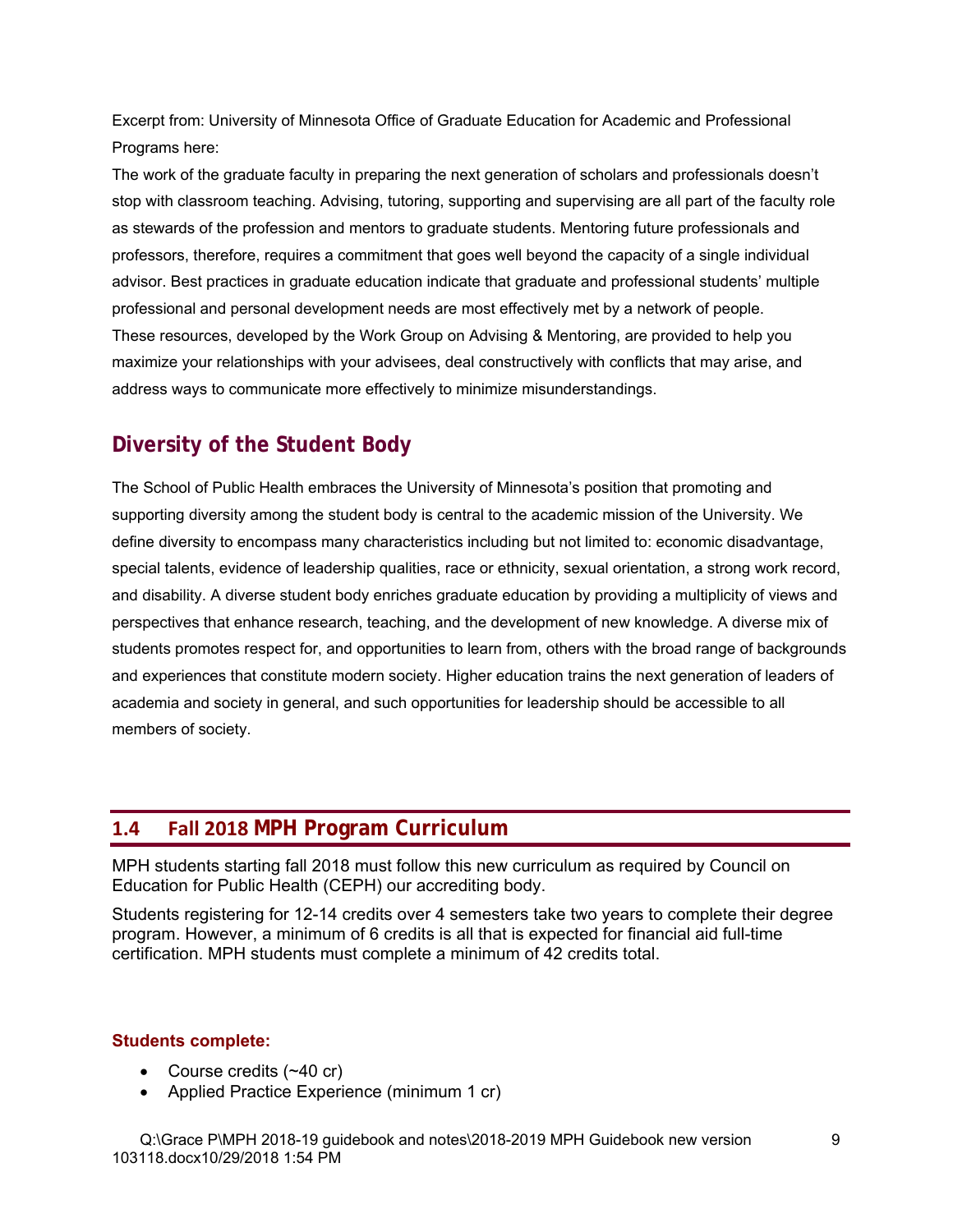Excerpt from: University of Minnesota Office of Graduate Education for Academic and Professional Programs here:

The work of the graduate faculty in preparing the next generation of scholars and professionals doesn't stop with classroom teaching. Advising, tutoring, supporting and supervising are all part of the faculty role as stewards of the profession and mentors to graduate students. Mentoring future professionals and professors, therefore, requires a commitment that goes well beyond the capacity of a single individual advisor. Best practices in graduate education indicate that graduate and professional students' multiple professional and personal development needs are most effectively met by a network of people. These resources, developed by the Work Group on Advising & Mentoring, are provided to help you maximize your relationships with your advisees, deal constructively with conflicts that may arise, and address ways to communicate more effectively to minimize misunderstandings.

## Diversity of the Student Body

The School of Public Health embraces the University of Minnesota's position that promoting and supporting diversity among the student body is central to the academic mission of the University. We define diversity to encompass many characteristics including but not limited to: economic disadvantage, special talents, evidence of leadership qualities, race or ethnicity, sexual orientation, a strong work record, and disability. A diverse student body enriches graduate education by providing a multiplicity of views and perspectives that enhance research, teaching, and the development of new knowledge. A diverse mix of students promotes respect for, and opportunities to learn from, others with the broad range of backgrounds and experiences that constitute modern society. Higher education trains the next generation of leaders of academia and society in general, and such opportunities for leadership should be accessible to all members of society.

## 1.4 Fall 2018 MPH Program Curriculum

MPH students starting fall 2018 must follow this new curriculum as required by Council on Education for Public Health (CEPH) our accrediting body.

Students registering for 12-14 credits over 4 semesters take two years to complete their degree program. However, a minimum of 6 credits is all that is expected for financial aid full-time certification. MPH students must complete a minimum of 42 credits total.

**Students complete:**

- Course credits (~40 cr)
- Applied Practice Experience (minimum 1 cr)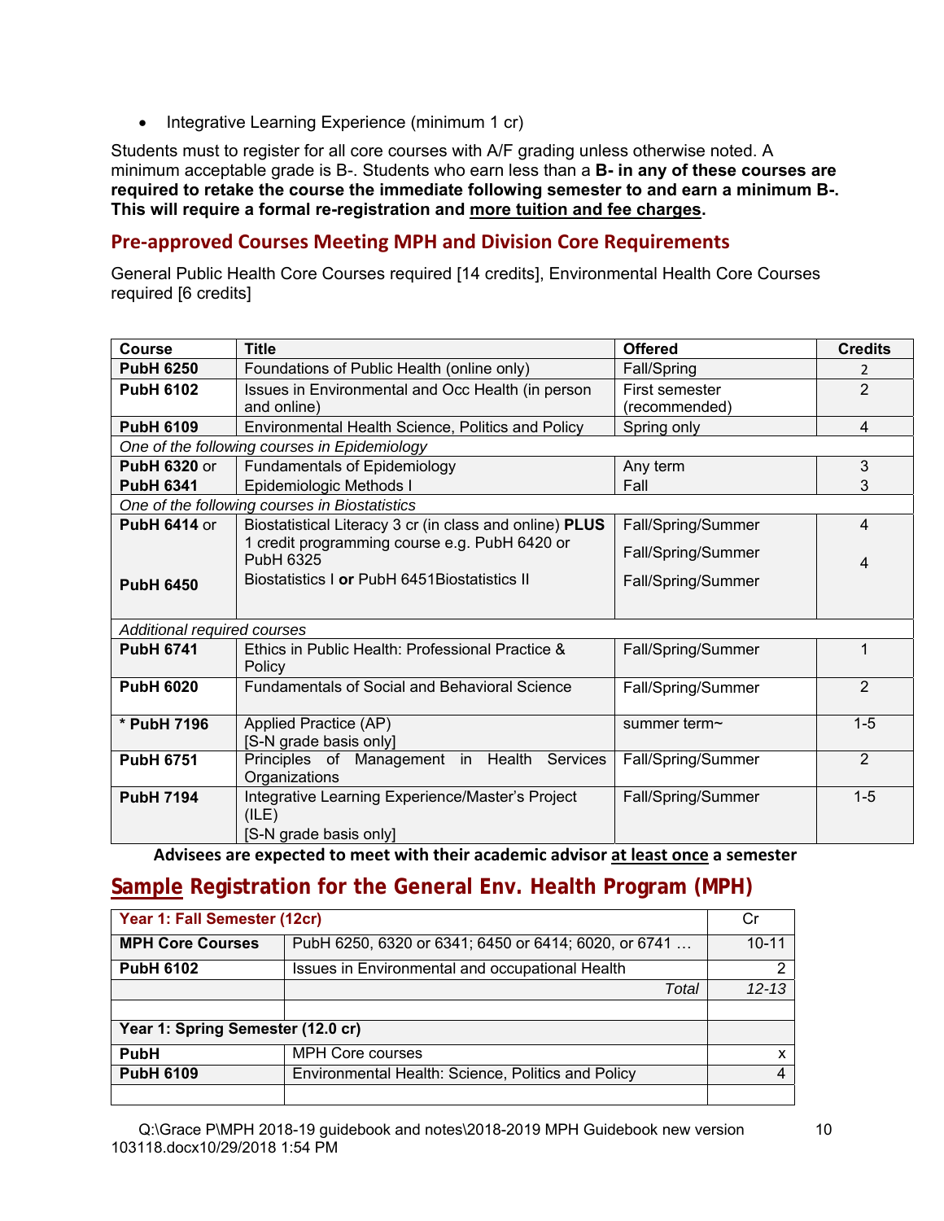- Integrative Learning Experience (minimum 1 cr)

Students must to register for all core courses with A/F grading unless otherwise noted. A minimum acceptable grade is B-. Students who earn less than a **B- in any of these courses are required to retake the course the immediate following semester to and earn a minimum B-. This will require a formal re-registration and more tuition and fee charges.**

## Pre-approved Courses Meeting MPH and Division Core Requirements

General Public Health Core Courses required [14 credits], Environmental Health Core Courses required [6 credits]

| Course | Title | Offered | Credits |
|---|---|---|---|
| **PubH 6250** | Foundations of Public Health (online only) | Fall/Spring | 2 |
| **PubH 6102** | Issues in Environmental and Occ Health (in person and online) | First semester (recommended) | 2 |
| **PubH 6109** | Environmental Health Science, Politics and Policy | Spring only | 4 |
| *One of the following courses in Epidemiology* | | | |
| **PubH 6320** or | Fundamentals of Epidemiology | Any term | 3 |
| **PubH 6341** | Epidemiologic Methods I | Fall | 3 |
| *One of the following courses in Biostatistics* | | | |
| **PubH 6414** or | Biostatistical Literacy 3 cr (in class and online) **PLUS** 1 credit programming course e.g. PubH 6420 or PubH 6325 | Fall/Spring/Summer<br>Fall/Spring/Summer | 4 |
| **PubH 6450** | Biostatistics I **or** PubH 6451Biostatistics II | Fall/Spring/Summer | 4 |
| *Additional required courses* | | | |
| **PubH 6741** | Ethics in Public Health: Professional Practice & Policy | Fall/Spring/Summer | 1 |
| **PubH 6020** | Fundamentals of Social and Behavioral Science | Fall/Spring/Summer | 2 |
| **\* PubH 7196** | Applied Practice (AP)<br>[S-N grade basis only] | summer term~ | 1-5 |
| **PubH 6751** | Principles of Management in Health Services Organizations | Fall/Spring/Summer | 2 |
| **PubH 7194** | Integrative Learning Experience/Master's Project (ILE)<br>[S-N grade basis only] | Fall/Spring/Summer | 1-5 |

**Advisees are expected to meet with their academic advisor at least once a semester**

## Sample Registration for the General Env. Health Program (MPH)

| **Year 1: Fall Semester (12cr)** | | Cr |
|---|---|---|
| **MPH Core Courses** | PubH 6250, 6320 or 6341; 6450 or 6414; 6020, or 6741 … | 10-11 |
| **PubH 6102** | Issues in Environmental and occupational Health | 2 |
| | *Total* | *12-13* |
| | | |
| **Year 1: Spring Semester (12.0 cr)** | | |
| **PubH** | MPH Core courses | x |
| **PubH 6109** | Environmental Health: Science, Politics and Policy | 4 |
| | | |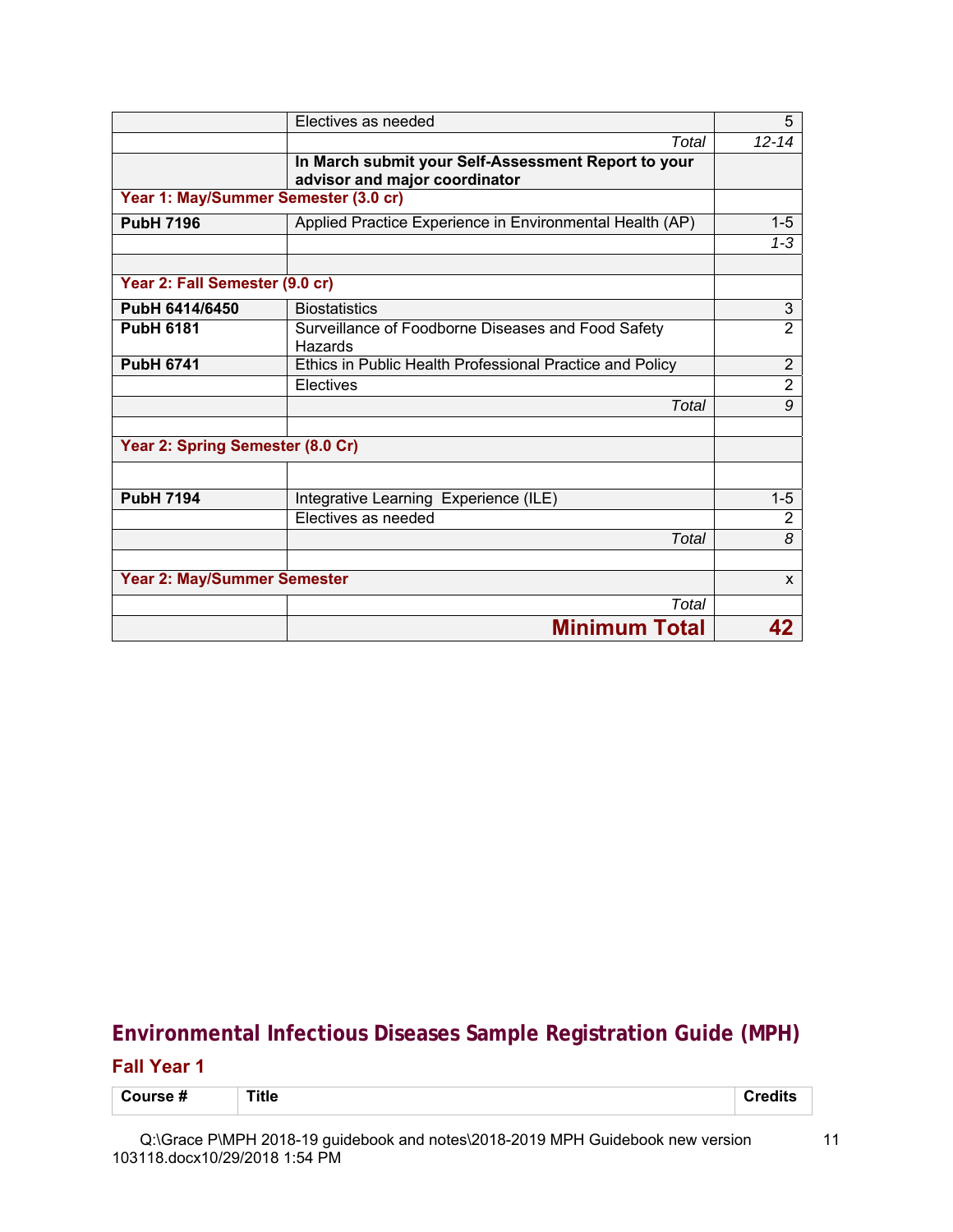| | | |
|---|---|---|
| | Electives as needed | 5 |
| | *Total* | *12-14* |
| | **In March submit your Self-Assessment Report to your advisor and major coordinator** | |
| **Year 1: May/Summer Semester (3.0 cr)** | | |
| **PubH 7196** | Applied Practice Experience in Environmental Health (AP) | 1-5 |
| | | *1-3* |
| | | |
| **Year 2: Fall Semester (9.0 cr)** | | |
| **PubH 6414/6450** | Biostatistics | 3 |
| **PubH 6181** | Surveillance of Foodborne Diseases and Food Safety Hazards | 2 |
| **PubH 6741** | Ethics in Public Health Professional Practice and Policy | 2 |
| | Electives | 2 |
| | *Total* | *9* |
| | | |
| **Year 2: Spring Semester (8.0 Cr)** | | |
| | | |
| **PubH 7194** | Integrative Learning Experience (ILE) | 1-5 |
| | Electives as needed | 2 |
| | *Total* | *8* |
| | | |
| **Year 2: May/Summer Semester** | | x |
| | *Total* | |
| | **Minimum Total** | **42** |

## Environmental Infectious Diseases Sample Registration Guide (MPH)

### Fall Year 1

| Course # | Title | Credits |
|---|---|---|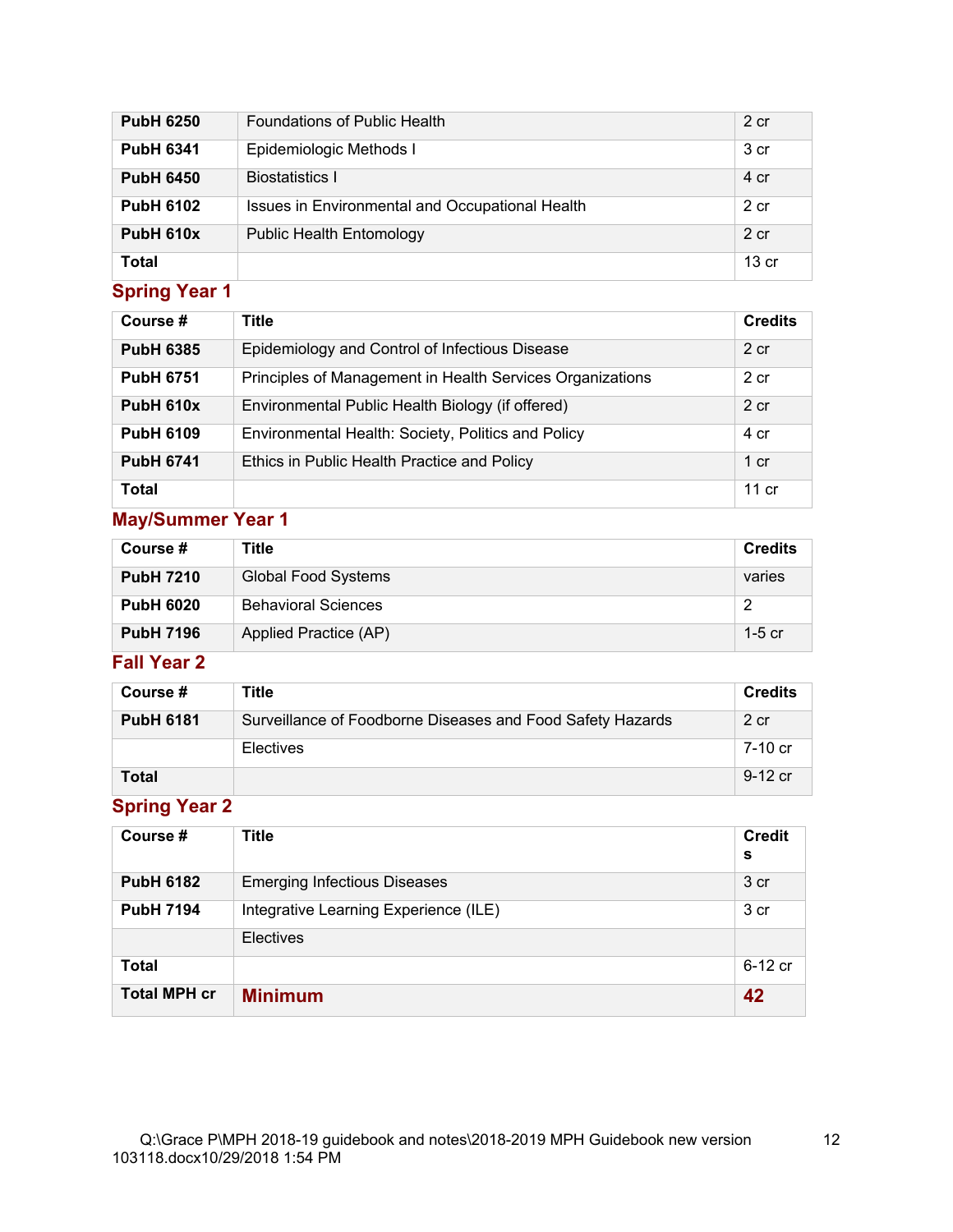| PubH 6250 | Foundations of Public Health | 2 cr |
|---|---|---|
| **PubH 6341** | Epidemiologic Methods I | 3 cr |
| **PubH 6450** | Biostatistics I | 4 cr |
| **PubH 6102** | Issues in Environmental and Occupational Health | 2 cr |
| **PubH 610x** | Public Health Entomology | 2 cr |
| **Total** | | 13 cr |

## Spring Year 1

| Course # | Title | Credits |
|---|---|---|
| **PubH 6385** | Epidemiology and Control of Infectious Disease | 2 cr |
| **PubH 6751** | Principles of Management in Health Services Organizations | 2 cr |
| **PubH 610x** | Environmental Public Health Biology (if offered) | 2 cr |
| **PubH 6109** | Environmental Health: Society, Politics and Policy | 4 cr |
| **PubH 6741** | Ethics in Public Health Practice and Policy | 1 cr |
| **Total** | | 11 cr |

## May/Summer Year 1

| Course # | Title | Credits |
|---|---|---|
| **PubH 7210** | Global Food Systems | varies |
| **PubH 6020** | Behavioral Sciences | 2 |
| **PubH 7196** | Applied Practice (AP) | 1-5 cr |

## Fall Year 2

| Course # | Title | Credits |
|---|---|---|
| **PubH 6181** | Surveillance of Foodborne Diseases and Food Safety Hazards | 2 cr |
| | Electives | 7-10 cr |
| **Total** | | 9-12 cr |

## Spring Year 2

| Course # | Title | Credits |
|---|---|---|
| **PubH 6182** | Emerging Infectious Diseases | 3 cr |
| **PubH 7194** | Integrative Learning Experience (ILE) | 3 cr |
| | Electives | |
| **Total** | | 6-12 cr |
| **Total MPH cr** | **Minimum** | **42** |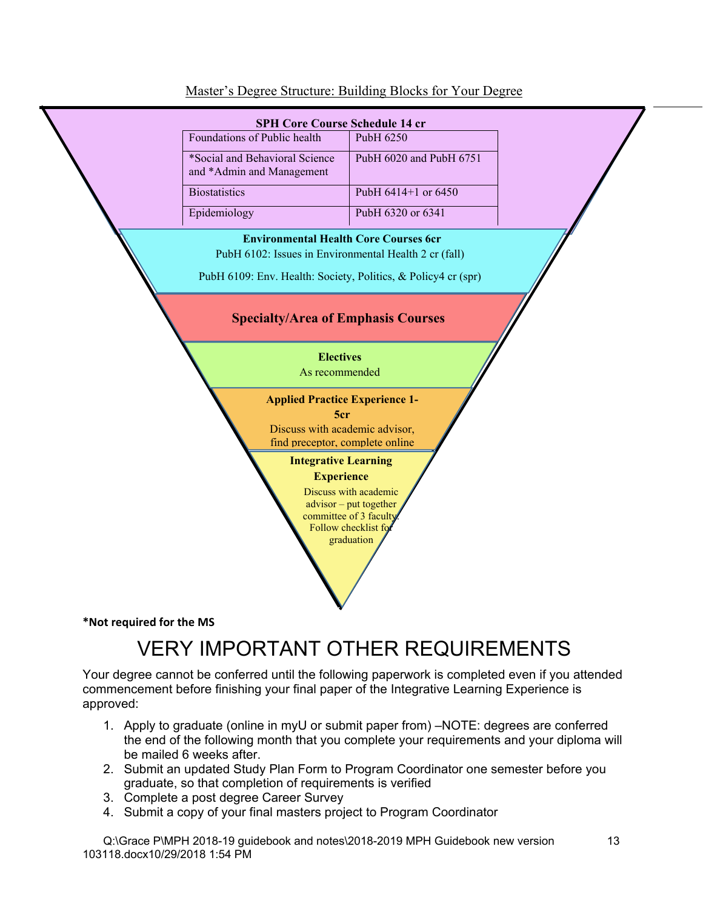Master's Degree Structure: Building Blocks for Your Degree

**SPH Core Course Schedule 14 cr**

| | |
|---|---|
| Foundations of Public health | PubH 6250 |
| *Social and Behavioral Science and *Admin and Management | PubH 6020 and PubH 6751 |
| Biostatistics | PubH 6414+1 or 6450 |
| Epidemiology | PubH 6320 or 6341 |

**Environmental Health Core Courses 6cr**

PubH 6102: Issues in Environmental Health 2 cr (fall)

PubH 6109: Env. Health: Society, Politics, & Policy4 cr (spr)

**Specialty/Area of Emphasis Courses**

**Electives**

As recommended

**Applied Practice Experience 1-5cr**

Discuss with academic advisor, find preceptor, complete online

**Integrative Learning Experience**

Discuss with academic advisor – put together committee of 3 faculty. Follow checklist for graduation

***Not required for the MS**

# VERY IMPORTANT OTHER REQUIREMENTS

Your degree cannot be conferred until the following paperwork is completed even if you attended commencement before finishing your final paper of the Integrative Learning Experience is approved:

1. Apply to graduate (online in myU or submit paper from) –NOTE: degrees are conferred the end of the following month that you complete your requirements and your diploma will be mailed 6 weeks after.
2. Submit an updated Study Plan Form to Program Coordinator one semester before you graduate, so that completion of requirements is verified
3. Complete a post degree Career Survey
4. Submit a copy of your final masters project to Program Coordinator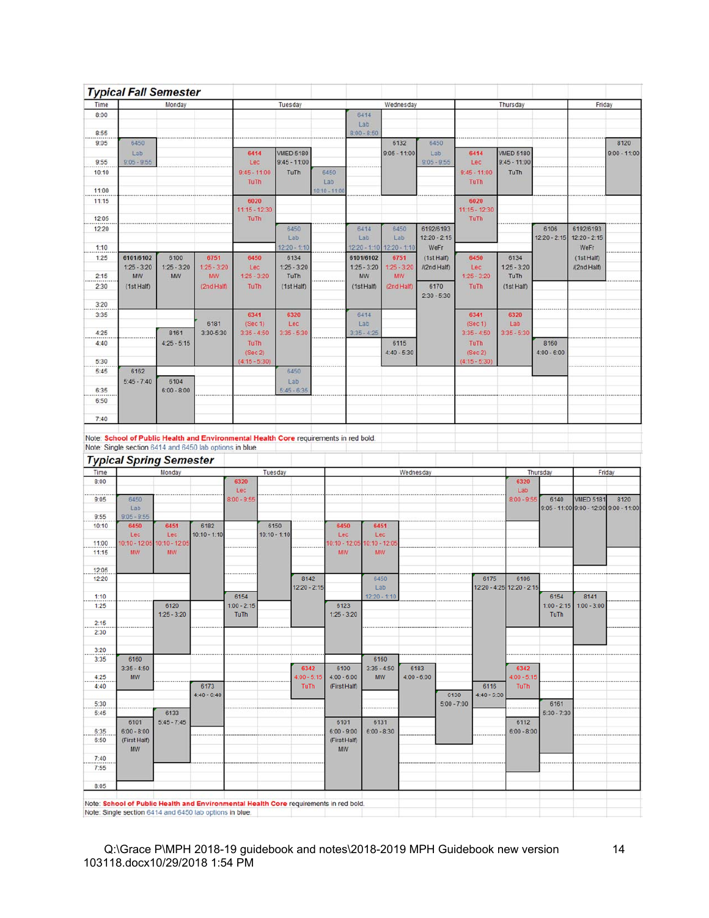## Typical Fall Semester

| Day | Course | Time | Notes |
|---|---|---|---|
| Monday | 6450 Lab | 9:05 - 9:55 | |
| Monday | 6101/6102 | 1:25 - 3:20 | MW (1st Half) |
| Monday | 6100 | 1:25 - 3:20 | MW |
| Monday | **6751** | **1:25 - 3:20** | **MW (2nd Half)** |
| Monday | 6181 | 3:30-5:30 | |
| Monday | 8161 | 4:25 - 5:15 | |
| Monday | 6162 | 5:45 - 7:40 | |
| Monday | 6104 | 6:00 - 8:00 | |
| Tuesday | **6414 Lec** | **9:45 - 11:00** | **TuTh** |
| Tuesday | VMED 5180 | 9:45 - 11:00 | TuTh |
| Tuesday | 6450 Lab | 10:10 - 11:00 | |
| Tuesday | **6020** | **11:15 - 12:30** | **TuTh** |
| Tuesday | 6450 Lab | 12:20 - 1:10 | |
| Tuesday | **6450 Lec** | **1:25 - 3:20** | **TuTh** |
| Tuesday | 6134 | 1:25 - 3:20 | TuTh (1st Half) |
| Tuesday | **6341** | **(Sec 1) 3:35 - 4:50; (Sec 2) (4:15 - 5:30)** | **TuTh** |
| Tuesday | **6320 Lec** | **3:35 - 5:30** | |
| Tuesday | 6450 Lab | 5:45 - 6:35 | |
| Wednesday | 6414 Lab | 8:00 - 8:50 | |
| Wednesday | 6132 | 9:05 - 11:00 | |
| Wednesday | 6450 Lab | 9:05 - 9:55 | |
| Wednesday | 6414 Lab | 12:20 - 1:10 | |
| Wednesday | 6450 Lab | 12:20 - 1:10 | |
| Wednesday | 6192/6193 | 12:20 - 2:15 | WeFr (1st Half) /(2nd Half) |
| Wednesday | 6101/6102 | 1:25 - 3:20 | MW (1st Half) |
| Wednesday | **6751** | **1:25 - 3:20** | **MW (2nd Half)** |
| Wednesday | 6170 | 2:30 - 5:30 | |
| Wednesday | 6414 Lab | 3:35 - 4:25 | |
| Wednesday | 6115 | 4:40 - 5:30 | |
| Thursday | **6414 Lec** | **9:45 - 11:00** | **TuTh** |
| Thursday | VMED 5180 | 9:45 - 11:00 | TuTh |
| Thursday | **6020** | **11:15 - 12:30** | **TuTh** |
| Thursday | 6106 | 12:20 - 2:15 | |
| Thursday | **6450 Lec** | **1:25 - 3:20** | **TuTh** |
| Thursday | 6134 | 1:25 - 3:20 | TuTh (1st Half) |
| Thursday | **6341** | **(Sec 1) 3:35 - 4:50; (Sec 2) (4:15 - 5:30)** | **TuTh** |
| Thursday | **6320 Lab** | **3:35 - 5:30** | |
| Thursday | 8160 | 4:00 - 6:00 | |
| Friday | 8120 | 9:00 - 11:00 | |
| Friday | 6192/6193 | 12:20 - 2:15 | WeFr (1st Half) /(2nd Half) |

Note: **School of Public Health and Environmental Health Core** requirements in red bold.
Note: Single section 6414 and 6450 lab options in blue.

## Typical Spring Semester

| Day | Course | Time | Notes |
|---|---|---|---|
| Monday | 6450 Lab | 9:05 - 9:55 | |
| Monday | **6450 Lec** | **10:10 - 12:05** | **MW** |
| Monday | **6451 Lec** | **10:10 - 12:05** | **MW** |
| Monday | 6182 | 10:10 - 1:10 | |
| Monday | 6120 | 1:25 - 3:20 | |
| Monday | 6160 | 3:35 - 4:50 | MW |
| Monday | 6173 | 4:40 - 6:40 | |
| Monday | 6133 | 5:45 - 7:45 | |
| Monday | 6101 | 6:00 - 8:00 | (First Half) MW |
| Tuesday | **6320 Lec** | **8:00 - 9:55** | |
| Tuesday | 6150 | 10:10 - 1:10 | |
| Tuesday | 8142 | 12:20 - 2:15 | |
| Tuesday | 6154 | 1:00 - 2:15 | TuTh |
| Tuesday | **6342** | **4:00 - 5:15** | **TuTh** |
| Wednesday | **6450 Lec** | **10:10 - 12:05** | **MW** |
| Wednesday | **6451 Lec** | **10:10 - 12:05** | **MW** |
| Wednesday | 6450 Lab | 12:20 - 1:10 | |
| Wednesday | 6175 | 12:20 - 4:25 | |
| Wednesday | 6123 | 1:25 - 3:20 | |
| Wednesday | 6160 | 3:35 - 4:50 | MW |
| Wednesday | 6100 | 4:00 - 6:00 | (First Half) |
| Wednesday | 6183 | 4:00 - 6:00 | |
| Wednesday | 6116 | 4:40 - 5:30 | |
| Wednesday | 6130 | 5:00 - 7:00 | |
| Wednesday | 6101 | 6:00 - 9:00 | (First Half) MW |
| Wednesday | 6131 | 6:00 - 8:30 | |
| Thursday | **6320 Lab** | **8:00 - 9:55** | |
| Thursday | 6140 | 9:05 - 11:00 | |
| Thursday | 6106 | 12:20 - 2:15 | |
| Thursday | 6154 | 1:00 - 2:15 | TuTh |
| Thursday | **6342** | **4:00 - 5:15** | **TuTh** |
| Thursday | 6161 | 5:30 - 7:30 | |
| Thursday | 6112 | 6:00 - 8:00 | |
| Friday | VMED 5181 | 9:00 - 12:00 | |
| Friday | 8120 | 9:00 - 11:00 | |
| Friday | 8141 | 1:00 - 3:00 | |

Note: **School of Public Health and Environmental Health Core** requirements in red bold.
Note: Single section 6414 and 6450 lab options in blue.

Q:\Grace P\MPH 2018-19 guidebook and notes\2018-2019 MPH Guidebook new version 103118.docx10/29/2018 1:54 PM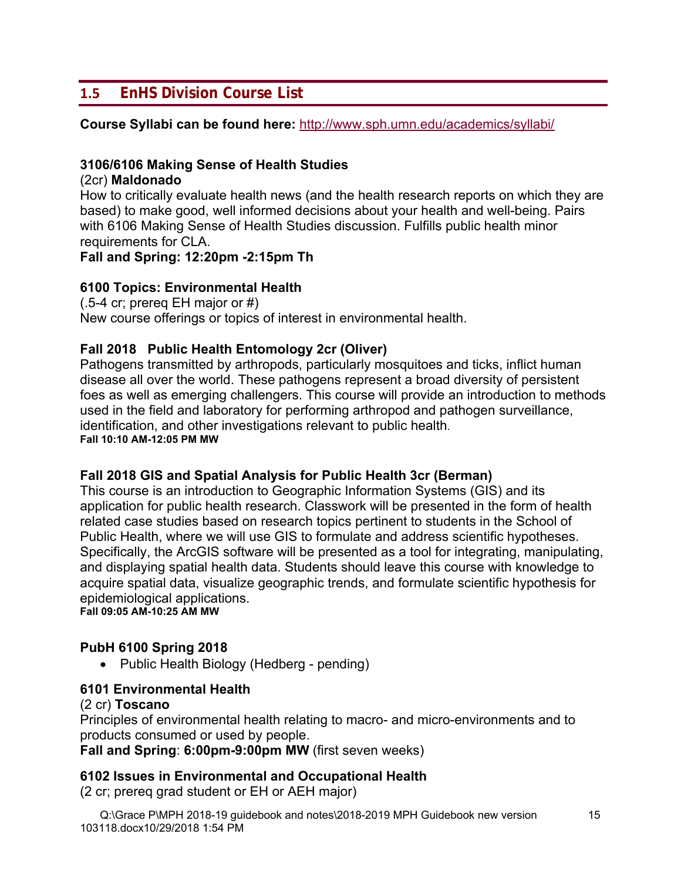## 1.5 EnHS Division Course List

**Course Syllabi can be found here:** http://www.sph.umn.edu/academics/syllabi/

**3106/6106 Making Sense of Health Studies**
(2cr) **Maldonado**
How to critically evaluate health news (and the health research reports on which they are based) to make good, well informed decisions about your health and well-being. Pairs with 6106 Making Sense of Health Studies discussion. Fulfills public health minor requirements for CLA.
**Fall and Spring: 12:20pm -2:15pm Th**

**6100 Topics: Environmental Health**
(.5-4 cr; prereq EH major or #)
New course offerings or topics of interest in environmental health.

**Fall 2018 Public Health Entomology 2cr (Oliver)**
Pathogens transmitted by arthropods, particularly mosquitoes and ticks, inflict human disease all over the world. These pathogens represent a broad diversity of persistent foes as well as emerging challengers. This course will provide an introduction to methods used in the field and laboratory for performing arthropod and pathogen surveillance, identification, and other investigations relevant to public health.
**Fall 10:10 AM-12:05 PM MW**

**Fall 2018 GIS and Spatial Analysis for Public Health 3cr (Berman)**
This course is an introduction to Geographic Information Systems (GIS) and its application for public health research. Classwork will be presented in the form of health related case studies based on research topics pertinent to students in the School of Public Health, where we will use GIS to formulate and address scientific hypotheses. Specifically, the ArcGIS software will be presented as a tool for integrating, manipulating, and displaying spatial health data. Students should leave this course with knowledge to acquire spatial data, visualize geographic trends, and formulate scientific hypothesis for epidemiological applications.
**Fall 09:05 AM-10:25 AM MW**

**PubH 6100 Spring 2018**

- Public Health Biology (Hedberg - pending)

**6101 Environmental Health**
(2 cr) **Toscano**
Principles of environmental health relating to macro- and micro-environments and to products consumed or used by people.
**Fall and Spring**: **6:00pm-9:00pm MW** (first seven weeks)

**6102 Issues in Environmental and Occupational Health**
(2 cr; prereq grad student or EH or AEH major)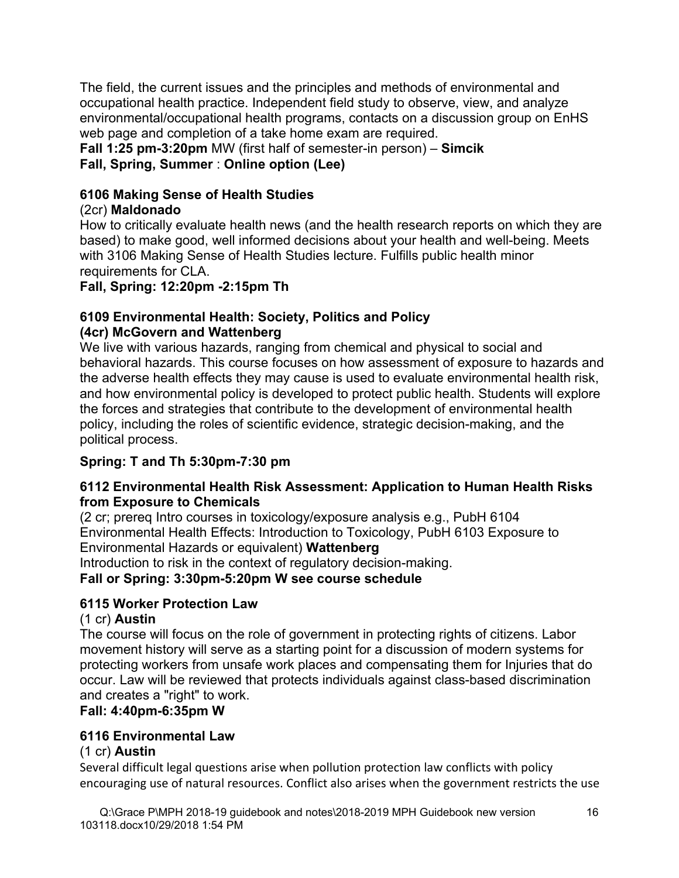The field, the current issues and the principles and methods of environmental and occupational health practice. Independent field study to observe, view, and analyze environmental/occupational health programs, contacts on a discussion group on EnHS web page and completion of a take home exam are required.

**Fall 1:25 pm-3:20pm** MW (first half of semester-in person) – **Simcik**
**Fall, Spring, Summer** : **Online option (Lee)**

### 6106 Making Sense of Health Studies

(2cr) **Maldonado**

How to critically evaluate health news (and the health research reports on which they are based) to make good, well informed decisions about your health and well-being. Meets with 3106 Making Sense of Health Studies lecture. Fulfills public health minor requirements for CLA.

**Fall, Spring: 12:20pm -2:15pm Th**

### 6109 Environmental Health: Society, Politics and Policy

**(4cr) McGovern and Wattenberg**

We live with various hazards, ranging from chemical and physical to social and behavioral hazards. This course focuses on how assessment of exposure to hazards and the adverse health effects they may cause is used to evaluate environmental health risk, and how environmental policy is developed to protect public health. Students will explore the forces and strategies that contribute to the development of environmental health policy, including the roles of scientific evidence, strategic decision-making, and the political process.

**Spring: T and Th 5:30pm-7:30 pm**

### 6112 Environmental Health Risk Assessment: Application to Human Health Risks from Exposure to Chemicals

(2 cr; prereq Intro courses in toxicology/exposure analysis e.g., PubH 6104 Environmental Health Effects: Introduction to Toxicology, PubH 6103 Exposure to Environmental Hazards or equivalent) **Wattenberg**

Introduction to risk in the context of regulatory decision-making.

**Fall or Spring: 3:30pm-5:20pm W see course schedule**

### 6115 Worker Protection Law

(1 cr) **Austin**

The course will focus on the role of government in protecting rights of citizens. Labor movement history will serve as a starting point for a discussion of modern systems for protecting workers from unsafe work places and compensating them for Injuries that do occur. Law will be reviewed that protects individuals against class-based discrimination and creates a "right" to work.

**Fall: 4:40pm-6:35pm W**

### 6116 Environmental Law

(1 cr) **Austin**

Several difficult legal questions arise when pollution protection law conflicts with policy encouraging use of natural resources. Conflict also arises when the government restricts the use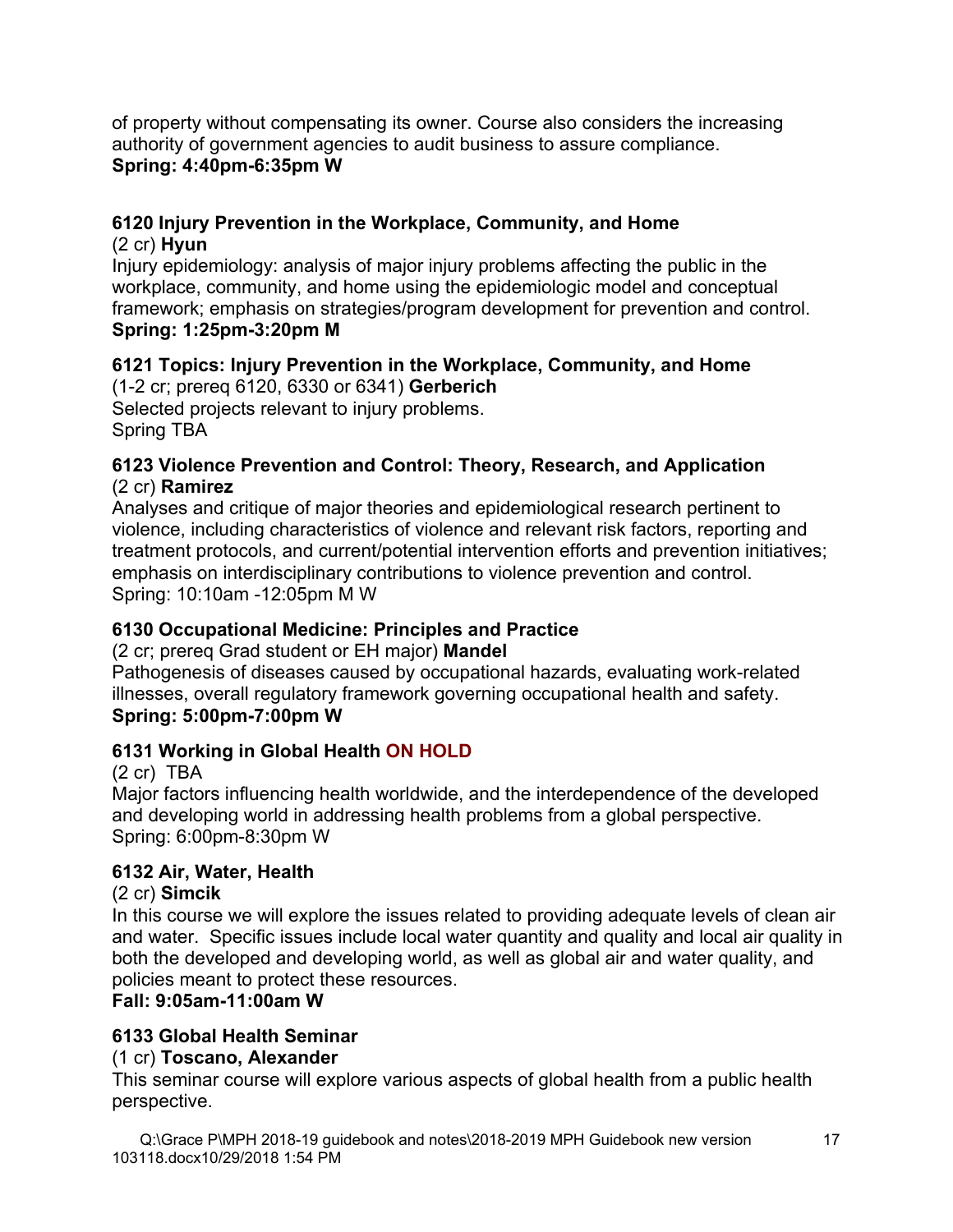of property without compensating its owner. Course also considers the increasing authority of government agencies to audit business to assure compliance.
**Spring: 4:40pm-6:35pm W**

**6120 Injury Prevention in the Workplace, Community, and Home**
(2 cr) **Hyun**
Injury epidemiology: analysis of major injury problems affecting the public in the workplace, community, and home using the epidemiologic model and conceptual framework; emphasis on strategies/program development for prevention and control.
**Spring: 1:25pm-3:20pm M**

**6121 Topics: Injury Prevention in the Workplace, Community, and Home**
(1-2 cr; prereq 6120, 6330 or 6341) **Gerberich**
Selected projects relevant to injury problems.
Spring TBA

**6123 Violence Prevention and Control: Theory, Research, and Application**
(2 cr) **Ramirez**
Analyses and critique of major theories and epidemiological research pertinent to violence, including characteristics of violence and relevant risk factors, reporting and treatment protocols, and current/potential intervention efforts and prevention initiatives; emphasis on interdisciplinary contributions to violence prevention and control.
Spring: 10:10am -12:05pm M W

**6130 Occupational Medicine: Principles and Practice**
(2 cr; prereq Grad student or EH major) **Mandel**
Pathogenesis of diseases caused by occupational hazards, evaluating work-related illnesses, overall regulatory framework governing occupational health and safety.
**Spring: 5:00pm-7:00pm W**

**6131 Working in Global Health ON HOLD**
(2 cr) TBA
Major factors influencing health worldwide, and the interdependence of the developed and developing world in addressing health problems from a global perspective.
Spring: 6:00pm-8:30pm W

**6132 Air, Water, Health**
(2 cr) **Simcik**
In this course we will explore the issues related to providing adequate levels of clean air and water. Specific issues include local water quantity and quality and local air quality in both the developed and developing world, as well as global air and water quality, and policies meant to protect these resources.
**Fall: 9:05am-11:00am W**

**6133 Global Health Seminar**
(1 cr) **Toscano, Alexander**
This seminar course will explore various aspects of global health from a public health perspective.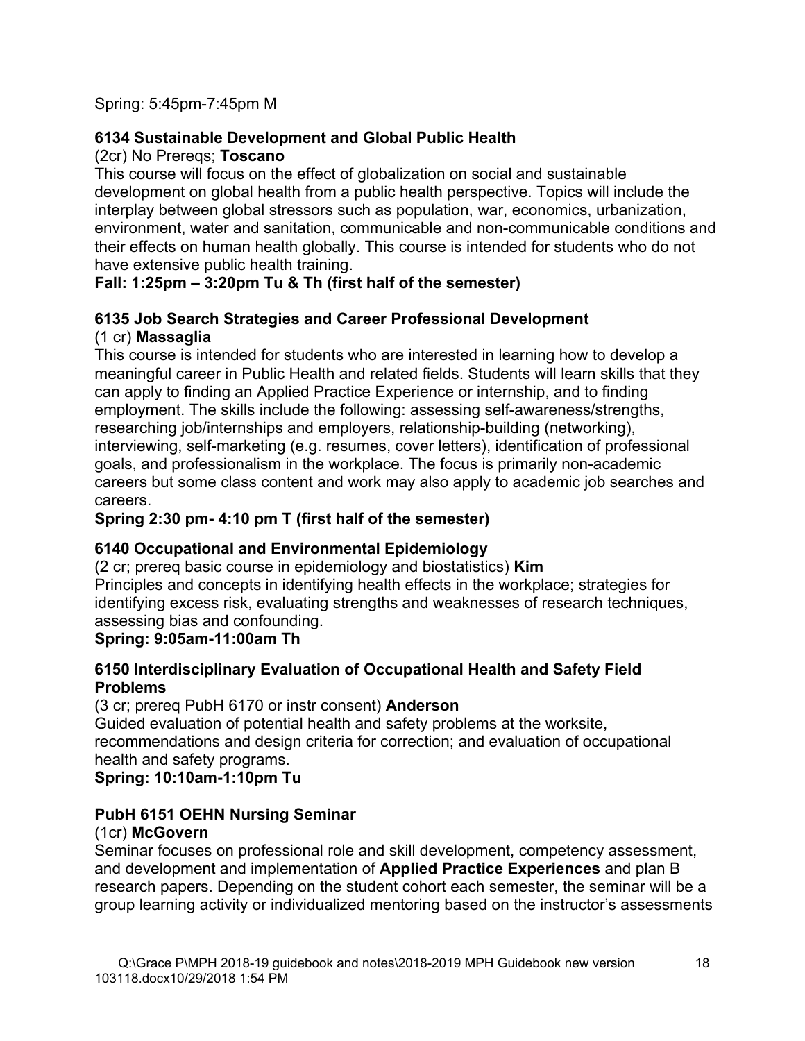Spring: 5:45pm-7:45pm M

**6134 Sustainable Development and Global Public Health**

(2cr) No Prereqs; **Toscano**

This course will focus on the effect of globalization on social and sustainable development on global health from a public health perspective. Topics will include the interplay between global stressors such as population, war, economics, urbanization, environment, water and sanitation, communicable and non-communicable conditions and their effects on human health globally. This course is intended for students who do not have extensive public health training.

**Fall: 1:25pm – 3:20pm Tu & Th (first half of the semester)**

**6135 Job Search Strategies and Career Professional Development**

(1 cr) **Massaglia**

This course is intended for students who are interested in learning how to develop a meaningful career in Public Health and related fields. Students will learn skills that they can apply to finding an Applied Practice Experience or internship, and to finding employment. The skills include the following: assessing self-awareness/strengths, researching job/internships and employers, relationship-building (networking), interviewing, self-marketing (e.g. resumes, cover letters), identification of professional goals, and professionalism in the workplace. The focus is primarily non-academic careers but some class content and work may also apply to academic job searches and careers.

**Spring 2:30 pm- 4:10 pm T (first half of the semester)**

**6140 Occupational and Environmental Epidemiology**

(2 cr; prereq basic course in epidemiology and biostatistics) **Kim**

Principles and concepts in identifying health effects in the workplace; strategies for identifying excess risk, evaluating strengths and weaknesses of research techniques, assessing bias and confounding.

**Spring: 9:05am-11:00am Th**

**6150 Interdisciplinary Evaluation of Occupational Health and Safety Field Problems**

(3 cr; prereq PubH 6170 or instr consent) **Anderson**

Guided evaluation of potential health and safety problems at the worksite, recommendations and design criteria for correction; and evaluation of occupational health and safety programs.

**Spring: 10:10am-1:10pm Tu**

**PubH 6151 OEHN Nursing Seminar**

(1cr) **McGovern**

Seminar focuses on professional role and skill development, competency assessment, and development and implementation of **Applied Practice Experiences** and plan B research papers. Depending on the student cohort each semester, the seminar will be a group learning activity or individualized mentoring based on the instructor's assessments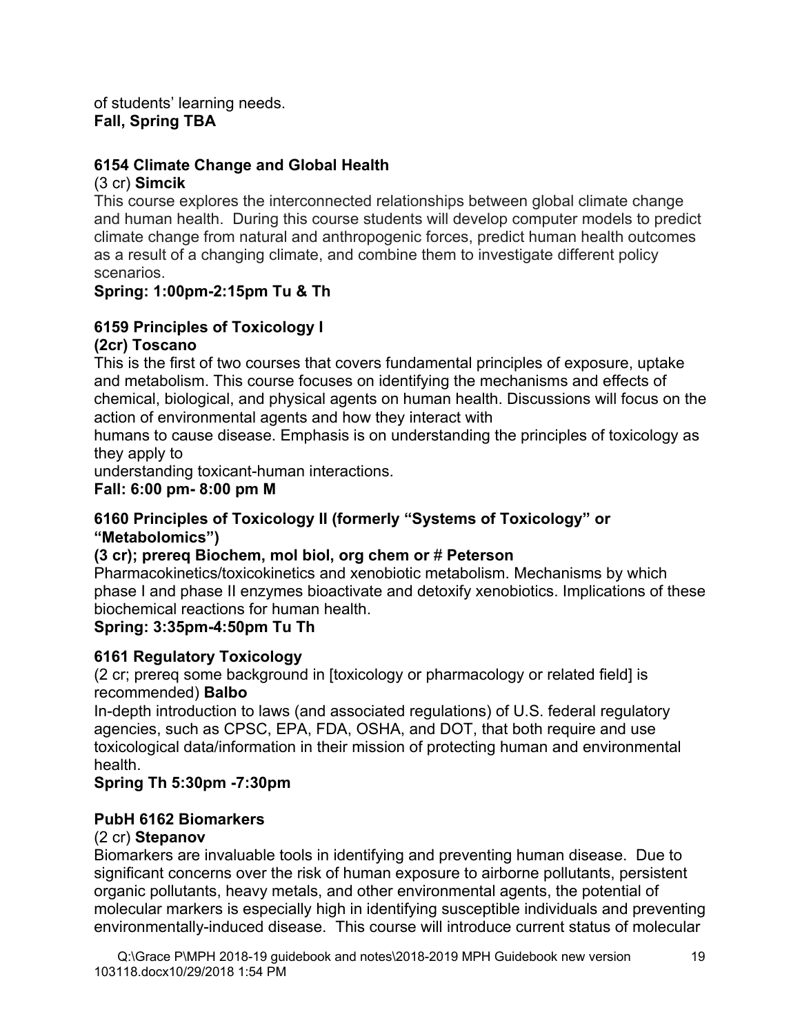of students' learning needs.
**Fall, Spring TBA**

### 6154 Climate Change and Global Health

(3 cr) **Simcik**

This course explores the interconnected relationships between global climate change and human health. During this course students will develop computer models to predict climate change from natural and anthropogenic forces, predict human health outcomes as a result of a changing climate, and combine them to investigate different policy scenarios.

**Spring: 1:00pm-2:15pm Tu & Th**

### 6159 Principles of Toxicology I

**(2cr) Toscano**

This is the first of two courses that covers fundamental principles of exposure, uptake and metabolism. This course focuses on identifying the mechanisms and effects of chemical, biological, and physical agents on human health. Discussions will focus on the action of environmental agents and how they interact with humans to cause disease. Emphasis is on understanding the principles of toxicology as they apply to understanding toxicant-human interactions.

**Fall: 6:00 pm- 8:00 pm M**

### 6160 Principles of Toxicology II (formerly "Systems of Toxicology" or "Metabolomics")

**(3 cr); prereq Biochem, mol biol, org chem or # Peterson**

Pharmacokinetics/toxicokinetics and xenobiotic metabolism. Mechanisms by which phase I and phase II enzymes bioactivate and detoxify xenobiotics. Implications of these biochemical reactions for human health.

**Spring: 3:35pm-4:50pm Tu Th**

### 6161 Regulatory Toxicology

(2 cr; prereq some background in [toxicology or pharmacology or related field] is recommended) **Balbo**

In-depth introduction to laws (and associated regulations) of U.S. federal regulatory agencies, such as CPSC, EPA, FDA, OSHA, and DOT, that both require and use toxicological data/information in their mission of protecting human and environmental health.

**Spring Th 5:30pm -7:30pm**

### PubH 6162 Biomarkers

(2 cr) **Stepanov**

Biomarkers are invaluable tools in identifying and preventing human disease. Due to significant concerns over the risk of human exposure to airborne pollutants, persistent organic pollutants, heavy metals, and other environmental agents, the potential of molecular markers is especially high in identifying susceptible individuals and preventing environmentally-induced disease. This course will introduce current status of molecular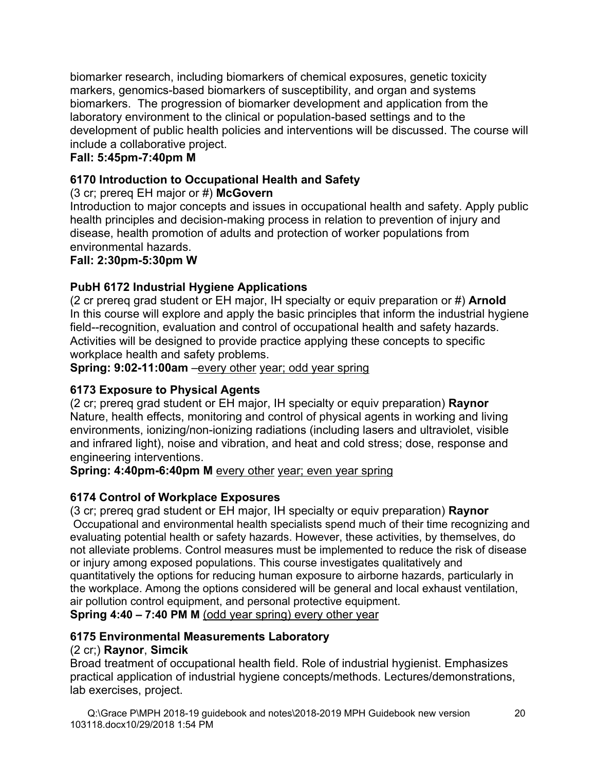biomarker research, including biomarkers of chemical exposures, genetic toxicity markers, genomics-based biomarkers of susceptibility, and organ and systems biomarkers. The progression of biomarker development and application from the laboratory environment to the clinical or population-based settings and to the development of public health policies and interventions will be discussed. The course will include a collaborative project.

**Fall: 5:45pm-7:40pm M**

### 6170 Introduction to Occupational Health and Safety

(3 cr; prereq EH major or #) **McGovern**

Introduction to major concepts and issues in occupational health and safety. Apply public health principles and decision-making process in relation to prevention of injury and disease, health promotion of adults and protection of worker populations from environmental hazards.

**Fall: 2:30pm-5:30pm W**

### PubH 6172 Industrial Hygiene Applications

(2 cr prereq grad student or EH major, IH specialty or equiv preparation or #) **Arnold**

In this course will explore and apply the basic principles that inform the industrial hygiene field--recognition, evaluation and control of occupational health and safety hazards. Activities will be designed to provide practice applying these concepts to specific workplace health and safety problems.

**Spring: 9:02-11:00am** –every other year; odd year spring

### 6173 Exposure to Physical Agents

(2 cr; prereq grad student or EH major, IH specialty or equiv preparation) **Raynor**

Nature, health effects, monitoring and control of physical agents in working and living environments, ionizing/non-ionizing radiations (including lasers and ultraviolet, visible and infrared light), noise and vibration, and heat and cold stress; dose, response and engineering interventions.

**Spring: 4:40pm-6:40pm M** every other year; even year spring

### 6174 Control of Workplace Exposures

(3 cr; prereq grad student or EH major, IH specialty or equiv preparation) **Raynor**

Occupational and environmental health specialists spend much of their time recognizing and evaluating potential health or safety hazards. However, these activities, by themselves, do not alleviate problems. Control measures must be implemented to reduce the risk of disease or injury among exposed populations. This course investigates qualitatively and quantitatively the options for reducing human exposure to airborne hazards, particularly in the workplace. Among the options considered will be general and local exhaust ventilation, air pollution control equipment, and personal protective equipment.

**Spring 4:40 – 7:40 PM M** (odd year spring) every other year

### 6175 Environmental Measurements Laboratory

(2 cr;) **Raynor**, **Simcik**

Broad treatment of occupational health field. Role of industrial hygienist. Emphasizes practical application of industrial hygiene concepts/methods. Lectures/demonstrations, lab exercises, project.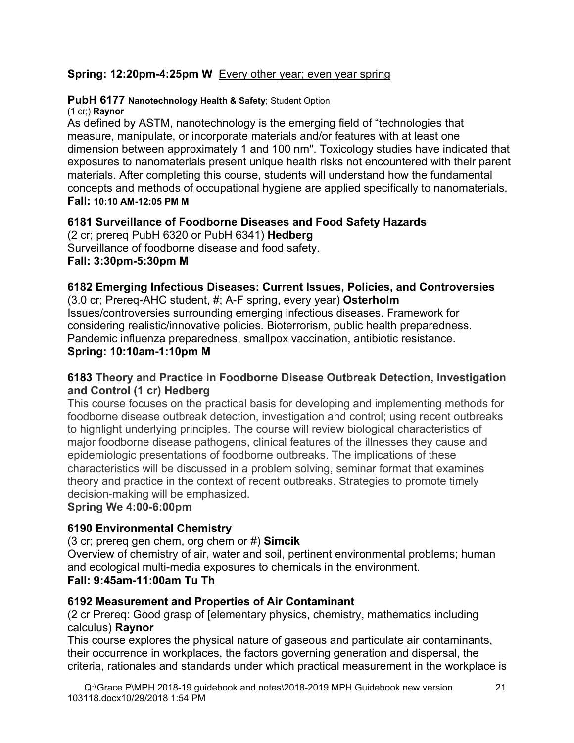**Spring: 12:20pm-4:25pm W** Every other year; even year spring

**PubH 6177 Nanotechnology Health & Safety**; Student Option
(1 cr;) **Raynor**
As defined by ASTM, nanotechnology is the emerging field of "technologies that measure, manipulate, or incorporate materials and/or features with at least one dimension between approximately 1 and 100 nm". Toxicology studies have indicated that exposures to nanomaterials present unique health risks not encountered with their parent materials. After completing this course, students will understand how the fundamental concepts and methods of occupational hygiene are applied specifically to nanomaterials.
**Fall: 10:10 AM-12:05 PM M**

**6181 Surveillance of Foodborne Diseases and Food Safety Hazards**
(2 cr; prereq PubH 6320 or PubH 6341) **Hedberg**
Surveillance of foodborne disease and food safety.
**Fall: 3:30pm-5:30pm M**

**6182 Emerging Infectious Diseases: Current Issues, Policies, and Controversies**
(3.0 cr; Prereq-AHC student, #; A-F spring, every year) **Osterholm**
Issues/controversies surrounding emerging infectious diseases. Framework for considering realistic/innovative policies. Bioterrorism, public health preparedness. Pandemic influenza preparedness, smallpox vaccination, antibiotic resistance.
**Spring: 10:10am-1:10pm M**

**6183 Theory and Practice in Foodborne Disease Outbreak Detection, Investigation and Control (1 cr) Hedberg**
This course focuses on the practical basis for developing and implementing methods for foodborne disease outbreak detection, investigation and control; using recent outbreaks to highlight underlying principles. The course will review biological characteristics of major foodborne disease pathogens, clinical features of the illnesses they cause and epidemiologic presentations of foodborne outbreaks. The implications of these characteristics will be discussed in a problem solving, seminar format that examines theory and practice in the context of recent outbreaks. Strategies to promote timely decision-making will be emphasized.
**Spring We 4:00-6:00pm**

**6190 Environmental Chemistry**
(3 cr; prereq gen chem, org chem or #) **Simcik**
Overview of chemistry of air, water and soil, pertinent environmental problems; human and ecological multi-media exposures to chemicals in the environment.
**Fall: 9:45am-11:00am Tu Th**

**6192 Measurement and Properties of Air Contaminant**
(2 cr Prereq: Good grasp of [elementary physics, chemistry, mathematics including calculus) **Raynor**
This course explores the physical nature of gaseous and particulate air contaminants, their occurrence in workplaces, the factors governing generation and dispersal, the criteria, rationales and standards under which practical measurement in the workplace is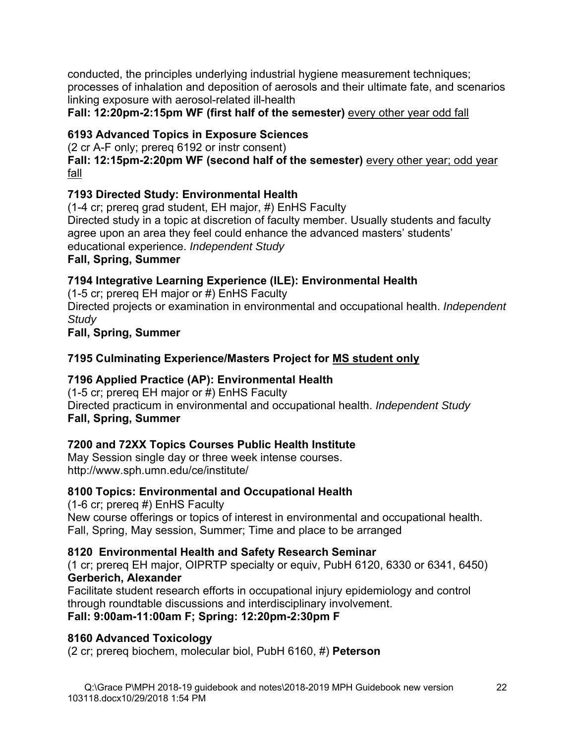conducted, the principles underlying industrial hygiene measurement techniques; processes of inhalation and deposition of aerosols and their ultimate fate, and scenarios linking exposure with aerosol-related ill-health
**Fall: 12:20pm-2:15pm WF (first half of the semester)** <u>every other year odd fall</u>

### 6193 Advanced Topics in Exposure Sciences

(2 cr A-F only; prereq 6192 or instr consent)
**Fall: 12:15pm-2:20pm WF (second half of the semester)** <u>every other year; odd year fall</u>

### 7193 Directed Study: Environmental Health

(1-4 cr; prereq grad student, EH major, #) EnHS Faculty
Directed study in a topic at discretion of faculty member. Usually students and faculty agree upon an area they feel could enhance the advanced masters' students' educational experience. *Independent Study*
**Fall, Spring, Summer**

### 7194 Integrative Learning Experience (ILE): Environmental Health

(1-5 cr; prereq EH major or #) EnHS Faculty
Directed projects or examination in environmental and occupational health. *Independent Study*
**Fall, Spring, Summer**

### 7195 Culminating Experience/Masters Project for <u>MS student only</u>

### 7196 Applied Practice (AP): Environmental Health

(1-5 cr; prereq EH major or #) EnHS Faculty
Directed practicum in environmental and occupational health. *Independent Study*
**Fall, Spring, Summer**

### 7200 and 72XX Topics Courses Public Health Institute

May Session single day or three week intense courses.
http://www.sph.umn.edu/ce/institute/

### 8100 Topics: Environmental and Occupational Health

(1-6 cr; prereq #) EnHS Faculty
New course offerings or topics of interest in environmental and occupational health.
Fall, Spring, May session, Summer; Time and place to be arranged

### 8120 Environmental Health and Safety Research Seminar

(1 cr; prereq EH major, OIPRTP specialty or equiv, PubH 6120, 6330 or 6341, 6450)
**Gerberich, Alexander**
Facilitate student research efforts in occupational injury epidemiology and control through roundtable discussions and interdisciplinary involvement.
**Fall: 9:00am-11:00am F; Spring: 12:20pm-2:30pm F**

### 8160 Advanced Toxicology

(2 cr; prereq biochem, molecular biol, PubH 6160, #) **Peterson**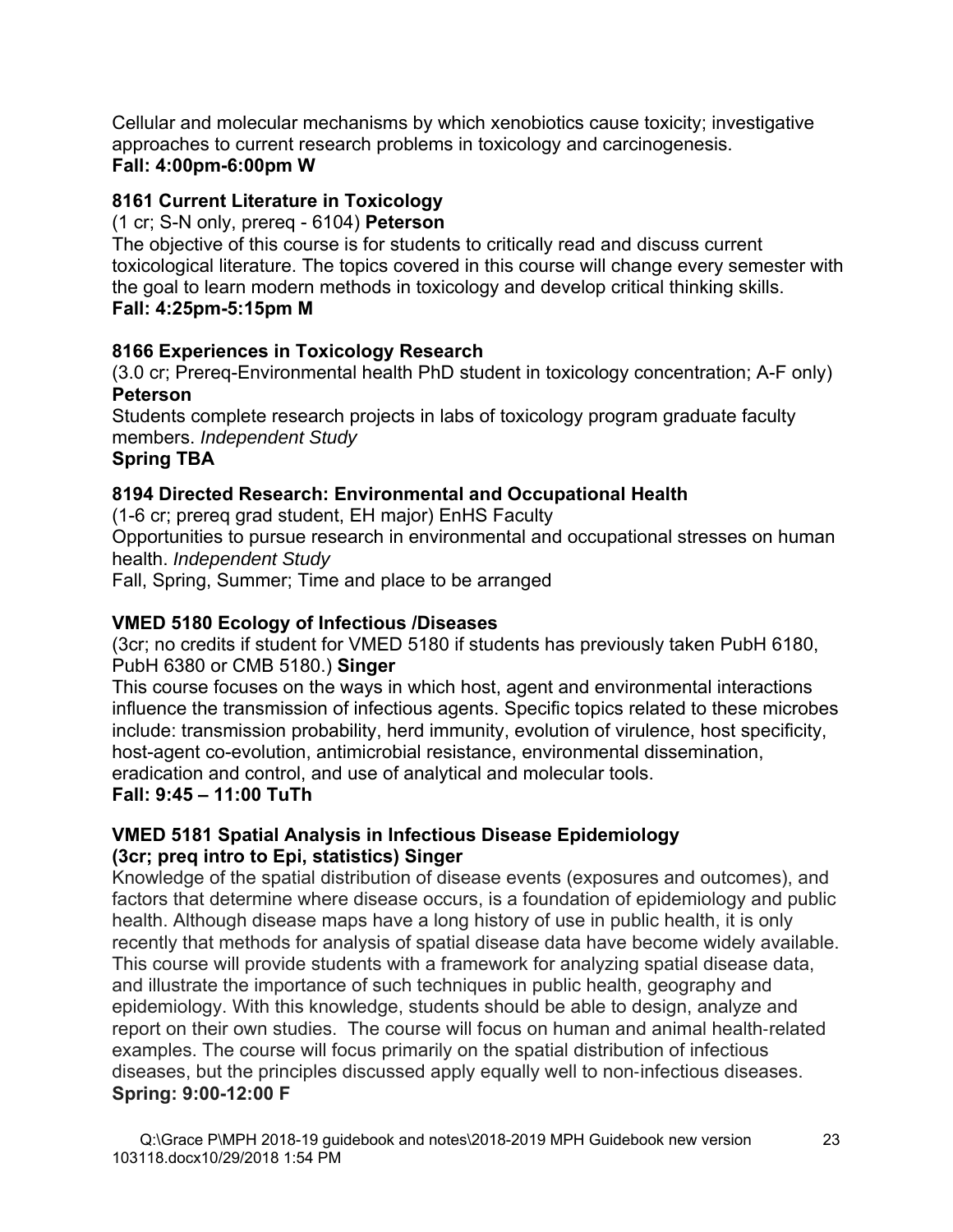Cellular and molecular mechanisms by which xenobiotics cause toxicity; investigative approaches to current research problems in toxicology and carcinogenesis.
**Fall: 4:00pm-6:00pm W**

**8161 Current Literature in Toxicology**
(1 cr; S-N only, prereq - 6104) **Peterson**
The objective of this course is for students to critically read and discuss current toxicological literature. The topics covered in this course will change every semester with the goal to learn modern methods in toxicology and develop critical thinking skills.
**Fall: 4:25pm-5:15pm M**

**8166 Experiences in Toxicology Research**
(3.0 cr; Prereq-Environmental health PhD student in toxicology concentration; A-F only) **Peterson**
Students complete research projects in labs of toxicology program graduate faculty members. *Independent Study*
**Spring TBA**

**8194 Directed Research: Environmental and Occupational Health**
(1-6 cr; prereq grad student, EH major) EnHS Faculty
Opportunities to pursue research in environmental and occupational stresses on human health. *Independent Study*
Fall, Spring, Summer; Time and place to be arranged

**VMED 5180 Ecology of Infectious /Diseases**
(3cr; no credits if student for VMED 5180 if students has previously taken PubH 6180, PubH 6380 or CMB 5180.) **Singer**
This course focuses on the ways in which host, agent and environmental interactions influence the transmission of infectious agents. Specific topics related to these microbes include: transmission probability, herd immunity, evolution of virulence, host specificity, host-agent co-evolution, antimicrobial resistance, environmental dissemination, eradication and control, and use of analytical and molecular tools.
**Fall: 9:45 – 11:00 TuTh**

**VMED 5181 Spatial Analysis in Infectious Disease Epidemiology**
**(3cr; preq intro to Epi, statistics) Singer**
Knowledge of the spatial distribution of disease events (exposures and outcomes), and factors that determine where disease occurs, is a foundation of epidemiology and public health. Although disease maps have a long history of use in public health, it is only recently that methods for analysis of spatial disease data have become widely available. This course will provide students with a framework for analyzing spatial disease data, and illustrate the importance of such techniques in public health, geography and epidemiology. With this knowledge, students should be able to design, analyze and report on their own studies. The course will focus on human and animal health-related examples. The course will focus primarily on the spatial distribution of infectious diseases, but the principles discussed apply equally well to non-infectious diseases.
**Spring: 9:00-12:00 F**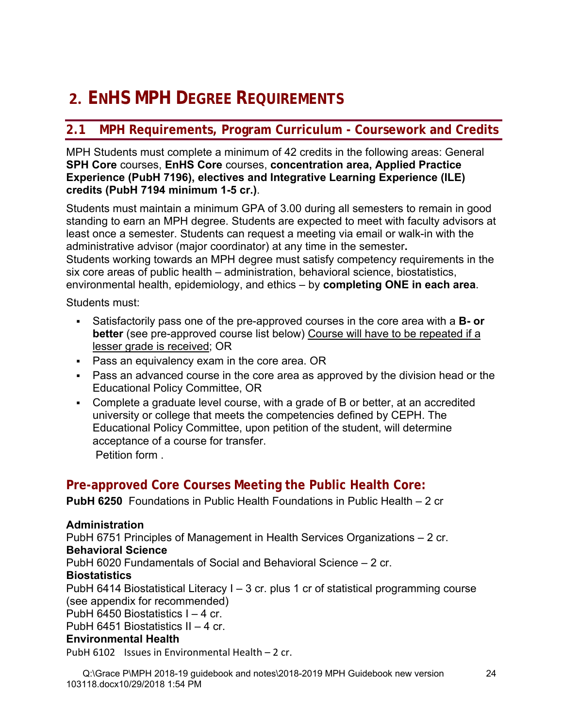# 2. EnHS MPH Degree Requirements

## 2.1 MPH Requirements, Program Curriculum - Coursework and Credits

MPH Students must complete a minimum of 42 credits in the following areas: General **SPH Core** courses, **EnHS Core** courses, **concentration area, Applied Practice Experience (PubH 7196), electives and Integrative Learning Experience (ILE) credits (PubH 7194 minimum 1-5 cr.)**.

Students must maintain a minimum GPA of 3.00 during all semesters to remain in good standing to earn an MPH degree. Students are expected to meet with faculty advisors at least once a semester. Students can request a meeting via email or walk-in with the administrative advisor (major coordinator) at any time in the semester**.**
Students working towards an MPH degree must satisfy competency requirements in the six core areas of public health – administration, behavioral science, biostatistics, environmental health, epidemiology, and ethics – by **completing ONE in each area**.

Students must:

- Satisfactorily pass one of the pre-approved courses in the core area with a **B- or better** (see pre-approved course list below) <u>Course will have to be repeated if a lesser grade is received</u>; OR
- Pass an equivalency exam in the core area. OR
- Pass an advanced course in the core area as approved by the division head or the Educational Policy Committee, OR
- Complete a graduate level course, with a grade of B or better, at an accredited university or college that meets the competencies defined by CEPH. The Educational Policy Committee, upon petition of the student, will determine acceptance of a course for transfer.
  Petition form .

### Pre-approved Core Courses Meeting the Public Health Core:

**PubH 6250** Foundations in Public Health Foundations in Public Health – 2 cr

**Administration**
PubH 6751 Principles of Management in Health Services Organizations – 2 cr.
**Behavioral Science**
PubH 6020 Fundamentals of Social and Behavioral Science – 2 cr.
**Biostatistics**
PubH 6414 Biostatistical Literacy I – 3 cr. plus 1 cr of statistical programming course (see appendix for recommended)
PubH 6450 Biostatistics I – 4 cr.
PubH 6451 Biostatistics II – 4 cr.
**Environmental Health**
PubH 6102 Issues in Environmental Health – 2 cr.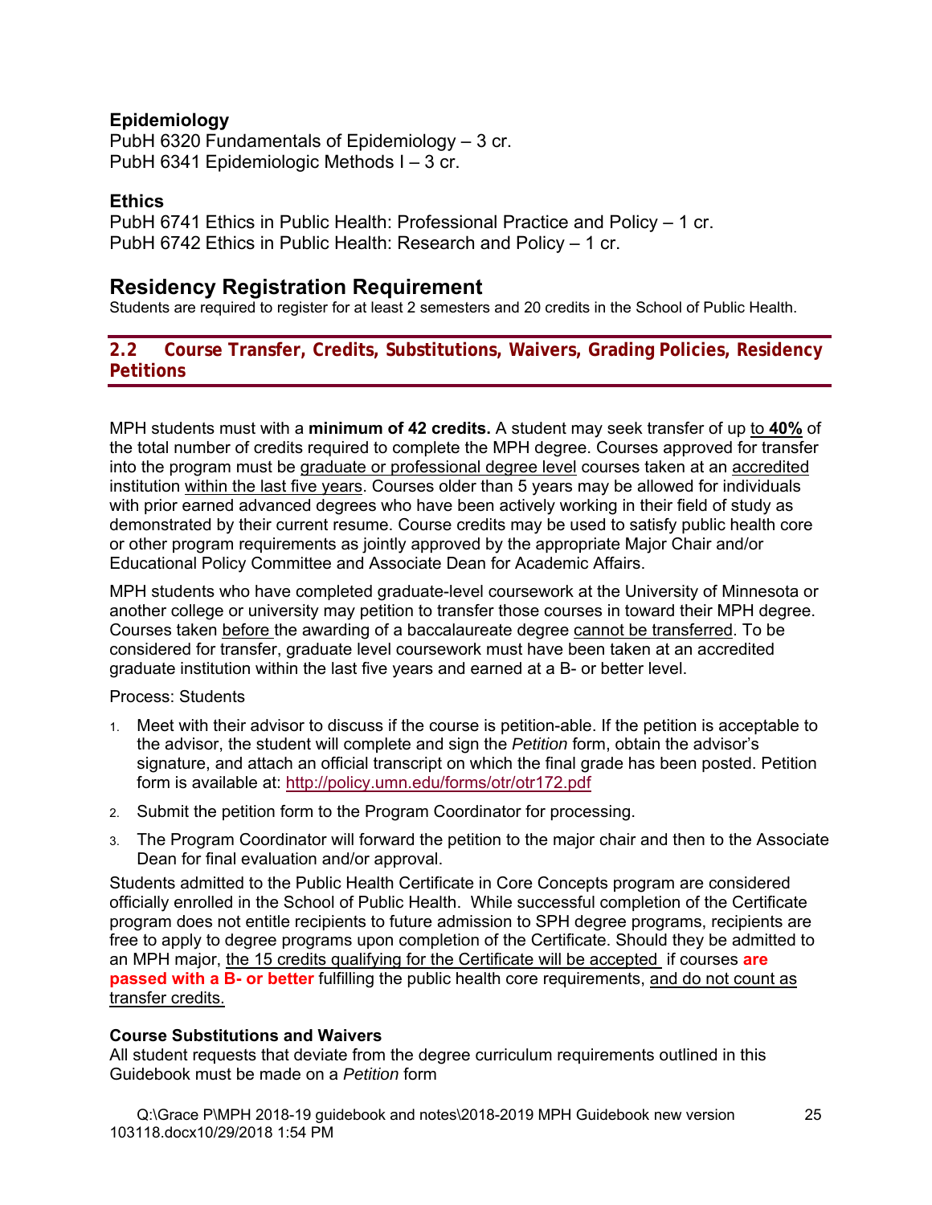**Epidemiology**
PubH 6320 Fundamentals of Epidemiology – 3 cr.
PubH 6341 Epidemiologic Methods I – 3 cr.

**Ethics**
PubH 6741 Ethics in Public Health: Professional Practice and Policy – 1 cr.
PubH 6742 Ethics in Public Health: Research and Policy – 1 cr.

## Residency Registration Requirement

Students are required to register for at least 2 semesters and 20 credits in the School of Public Health.

## 2.2 Course Transfer, Credits, Substitutions, Waivers, Grading Policies, Residency Petitions

MPH students must with a **minimum of 42 credits.** A student may seek transfer of up to **40%** of the total number of credits required to complete the MPH degree. Courses approved for transfer into the program must be graduate or professional degree level courses taken at an accredited institution within the last five years. Courses older than 5 years may be allowed for individuals with prior earned advanced degrees who have been actively working in their field of study as demonstrated by their current resume. Course credits may be used to satisfy public health core or other program requirements as jointly approved by the appropriate Major Chair and/or Educational Policy Committee and Associate Dean for Academic Affairs.

MPH students who have completed graduate-level coursework at the University of Minnesota or another college or university may petition to transfer those courses in toward their MPH degree. Courses taken before the awarding of a baccalaureate degree cannot be transferred. To be considered for transfer, graduate level coursework must have been taken at an accredited graduate institution within the last five years and earned at a B- or better level.

Process: Students

1. Meet with their advisor to discuss if the course is petition-able. If the petition is acceptable to the advisor, the student will complete and sign the *Petition* form, obtain the advisor's signature, and attach an official transcript on which the final grade has been posted. Petition form is available at: http://policy.umn.edu/forms/otr/otr172.pdf
2. Submit the petition form to the Program Coordinator for processing.
3. The Program Coordinator will forward the petition to the major chair and then to the Associate Dean for final evaluation and/or approval.

Students admitted to the Public Health Certificate in Core Concepts program are considered officially enrolled in the School of Public Health. While successful completion of the Certificate program does not entitle recipients to future admission to SPH degree programs, recipients are free to apply to degree programs upon completion of the Certificate. Should they be admitted to an MPH major, the 15 credits qualifying for the Certificate will be accepted if courses **are passed with a B- or better** fulfilling the public health core requirements, and do not count as transfer credits.

**Course Substitutions and Waivers**
All student requests that deviate from the degree curriculum requirements outlined in this Guidebook must be made on a *Petition* form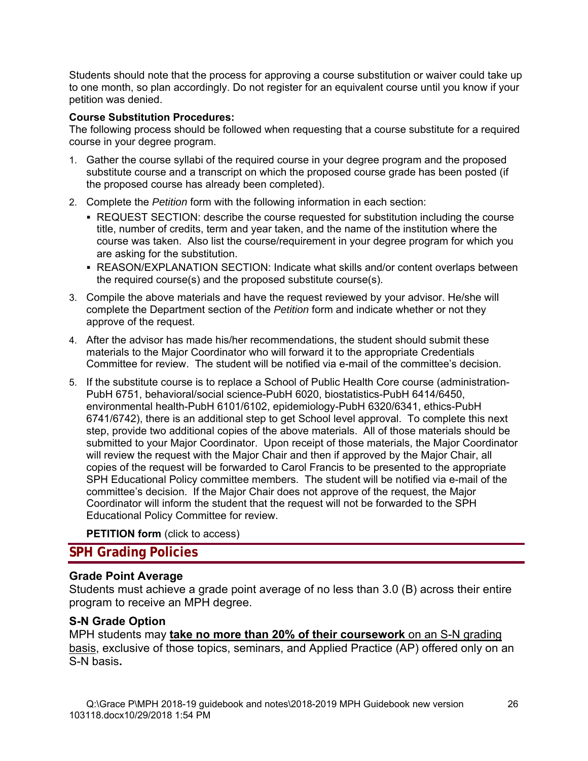Students should note that the process for approving a course substitution or waiver could take up to one month, so plan accordingly. Do not register for an equivalent course until you know if your petition was denied.

**Course Substitution Procedures:**
The following process should be followed when requesting that a course substitute for a required course in your degree program.

1. Gather the course syllabi of the required course in your degree program and the proposed substitute course and a transcript on which the proposed course grade has been posted (if the proposed course has already been completed).
2. Complete the *Petition* form with the following information in each section:
   - REQUEST SECTION: describe the course requested for substitution including the course title, number of credits, term and year taken, and the name of the institution where the course was taken. Also list the course/requirement in your degree program for which you are asking for the substitution.
   - REASON/EXPLANATION SECTION: Indicate what skills and/or content overlaps between the required course(s) and the proposed substitute course(s).
3. Compile the above materials and have the request reviewed by your advisor. He/she will complete the Department section of the *Petition* form and indicate whether or not they approve of the request.
4. After the advisor has made his/her recommendations, the student should submit these materials to the Major Coordinator who will forward it to the appropriate Credentials Committee for review. The student will be notified via e-mail of the committee's decision.
5. If the substitute course is to replace a School of Public Health Core course (administration-PubH 6751, behavioral/social science-PubH 6020, biostatistics-PubH 6414/6450, environmental health-PubH 6101/6102, epidemiology-PubH 6320/6341, ethics-PubH 6741/6742), there is an additional step to get School level approval. To complete this next step, provide two additional copies of the above materials. All of those materials should be submitted to your Major Coordinator. Upon receipt of those materials, the Major Coordinator will review the request with the Major Chair and then if approved by the Major Chair, all copies of the request will be forwarded to Carol Francis to be presented to the appropriate SPH Educational Policy committee members. The student will be notified via e-mail of the committee's decision. If the Major Chair does not approve of the request, the Major Coordinator will inform the student that the request will not be forwarded to the SPH Educational Policy Committee for review.

**PETITION form** (click to access)

## SPH Grading Policies

### Grade Point Average

Students must achieve a grade point average of no less than 3.0 (B) across their entire program to receive an MPH degree.

### S-N Grade Option

MPH students may **take no more than 20% of their coursework** on an S-N grading basis, exclusive of those topics, seminars, and Applied Practice (AP) offered only on an S-N basis**.**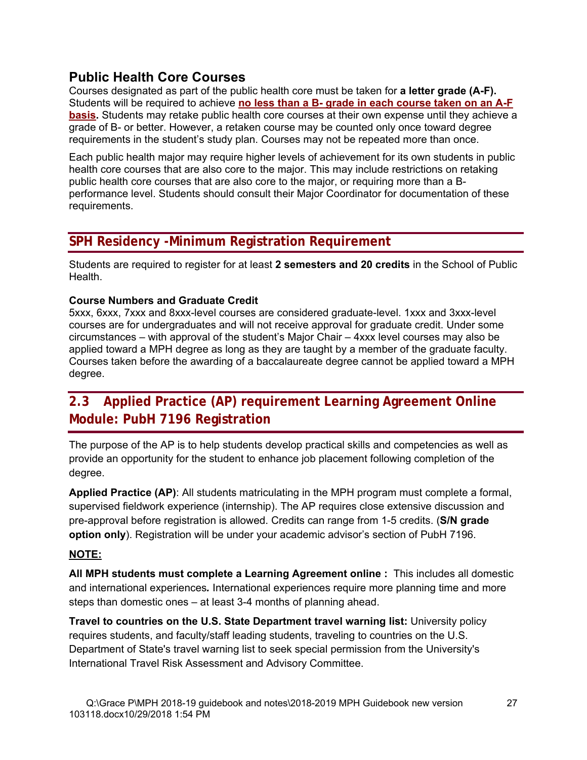## Public Health Core Courses

Courses designated as part of the public health core must be taken for **a letter grade (A-F).** Students will be required to achieve **no less than a B- grade in each course taken on an A-F basis.** Students may retake public health core courses at their own expense until they achieve a grade of B- or better. However, a retaken course may be counted only once toward degree requirements in the student's study plan. Courses may not be repeated more than once.

Each public health major may require higher levels of achievement for its own students in public health core courses that are also core to the major. This may include restrictions on retaking public health core courses that are also core to the major, or requiring more than a B- performance level. Students should consult their Major Coordinator for documentation of these requirements.

## SPH Residency -Minimum Registration Requirement

Students are required to register for at least **2 semesters and 20 credits** in the School of Public Health.

**Course Numbers and Graduate Credit**

5xxx, 6xxx, 7xxx and 8xxx-level courses are considered graduate-level. 1xxx and 3xxx-level courses are for undergraduates and will not receive approval for graduate credit. Under some circumstances – with approval of the student's Major Chair – 4xxx level courses may also be applied toward a MPH degree as long as they are taught by a member of the graduate faculty. Courses taken before the awarding of a baccalaureate degree cannot be applied toward a MPH degree.

## 2.3 Applied Practice (AP) requirement Learning Agreement Online Module: PubH 7196 Registration

The purpose of the AP is to help students develop practical skills and competencies as well as provide an opportunity for the student to enhance job placement following completion of the degree.

**Applied Practice (AP)**: All students matriculating in the MPH program must complete a formal, supervised fieldwork experience (internship). The AP requires close extensive discussion and pre-approval before registration is allowed. Credits can range from 1-5 credits. (**S/N grade option only**). Registration will be under your academic advisor's section of PubH 7196.

**NOTE:**

**All MPH students must complete a Learning Agreement online :** This includes all domestic and international experiences*.* International experiences require more planning time and more steps than domestic ones – at least 3-4 months of planning ahead.

**Travel to countries on the U.S. State Department travel warning list:** University policy requires students, and faculty/staff leading students, traveling to countries on the U.S. Department of State's travel warning list to seek special permission from the University's International Travel Risk Assessment and Advisory Committee.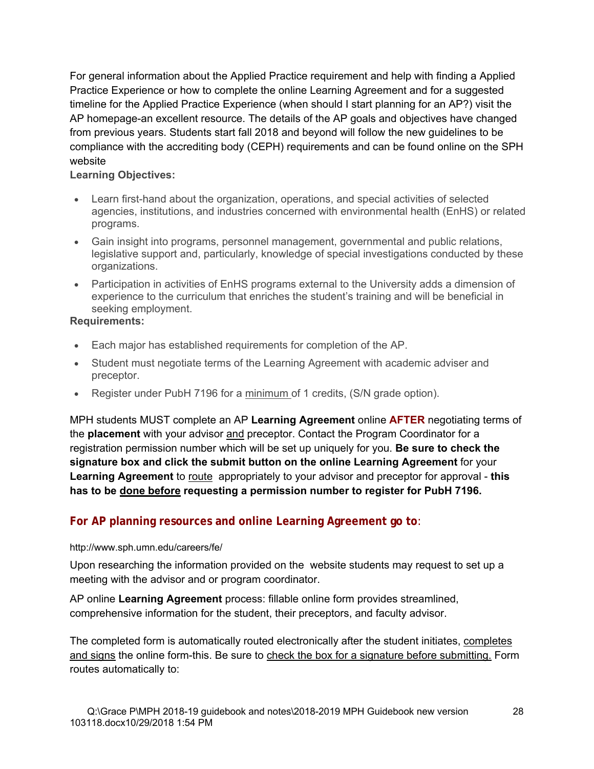For general information about the Applied Practice requirement and help with finding a Applied Practice Experience or how to complete the online Learning Agreement and for a suggested timeline for the Applied Practice Experience (when should I start planning for an AP?) visit the AP homepage-an excellent resource. The details of the AP goals and objectives have changed from previous years. Students start fall 2018 and beyond will follow the new guidelines to be compliance with the accrediting body (CEPH) requirements and can be found online on the SPH website

**Learning Objectives:**

- Learn first-hand about the organization, operations, and special activities of selected agencies, institutions, and industries concerned with environmental health (EnHS) or related programs.
- Gain insight into programs, personnel management, governmental and public relations, legislative support and, particularly, knowledge of special investigations conducted by these organizations.
- Participation in activities of EnHS programs external to the University adds a dimension of experience to the curriculum that enriches the student's training and will be beneficial in seeking employment.

**Requirements:**

- Each major has established requirements for completion of the AP.
- Student must negotiate terms of the Learning Agreement with academic adviser and preceptor.
- Register under PubH 7196 for a minimum of 1 credits, (S/N grade option).

MPH students MUST complete an AP **Learning Agreement** online **AFTER** negotiating terms of the **placement** with your advisor and preceptor. Contact the Program Coordinator for a registration permission number which will be set up uniquely for you. **Be sure to check the signature box and click the submit button on the online Learning Agreement** for your **Learning Agreement** to route appropriately to your advisor and preceptor for approval - **this has to be done before requesting a permission number to register for PubH 7196.**

**For AP planning resources and online Learning Agreement go to**:

http://www.sph.umn.edu/careers/fe/

Upon researching the information provided on the website students may request to set up a meeting with the advisor and or program coordinator.

AP online **Learning Agreement** process: fillable online form provides streamlined, comprehensive information for the student, their preceptors, and faculty advisor.

The completed form is automatically routed electronically after the student initiates, completes and signs the online form-this. Be sure to check the box for a signature before submitting. Form routes automatically to: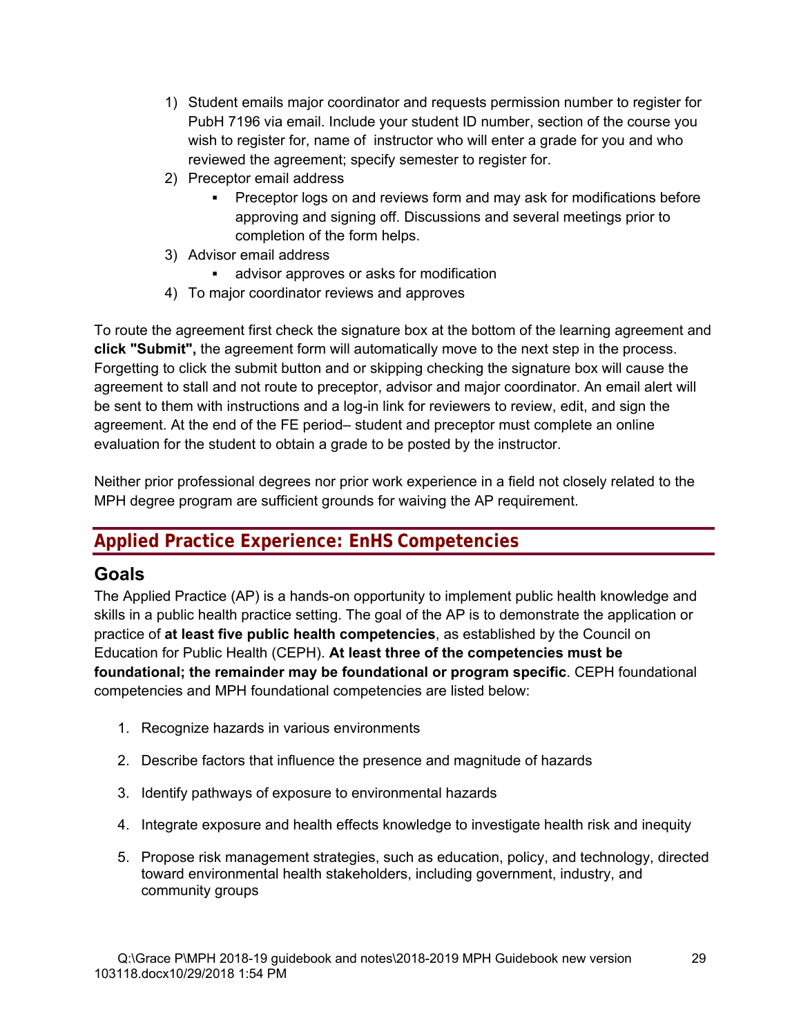1) Student emails major coordinator and requests permission number to register for PubH 7196 via email. Include your student ID number, section of the course you wish to register for, name of instructor who will enter a grade for you and who reviewed the agreement; specify semester to register for.
2) Preceptor email address
    - Preceptor logs on and reviews form and may ask for modifications before approving and signing off. Discussions and several meetings prior to completion of the form helps.
3) Advisor email address
    - advisor approves or asks for modification
4) To major coordinator reviews and approves

To route the agreement first check the signature box at the bottom of the learning agreement and **click "Submit",** the agreement form will automatically move to the next step in the process. Forgetting to click the submit button and or skipping checking the signature box will cause the agreement to stall and not route to preceptor, advisor and major coordinator. An email alert will be sent to them with instructions and a log-in link for reviewers to review, edit, and sign the agreement. At the end of the FE period– student and preceptor must complete an online evaluation for the student to obtain a grade to be posted by the instructor.

Neither prior professional degrees nor prior work experience in a field not closely related to the MPH degree program are sufficient grounds for waiving the AP requirement.

## Applied Practice Experience: EnHS Competencies

### Goals

The Applied Practice (AP) is a hands-on opportunity to implement public health knowledge and skills in a public health practice setting. The goal of the AP is to demonstrate the application or practice of **at least five public health competencies**, as established by the Council on Education for Public Health (CEPH). **At least three of the competencies must be foundational; the remainder may be foundational or program specific**. CEPH foundational competencies and MPH foundational competencies are listed below:

1. Recognize hazards in various environments
2. Describe factors that influence the presence and magnitude of hazards
3. Identify pathways of exposure to environmental hazards
4. Integrate exposure and health effects knowledge to investigate health risk and inequity
5. Propose risk management strategies, such as education, policy, and technology, directed toward environmental health stakeholders, including government, industry, and community groups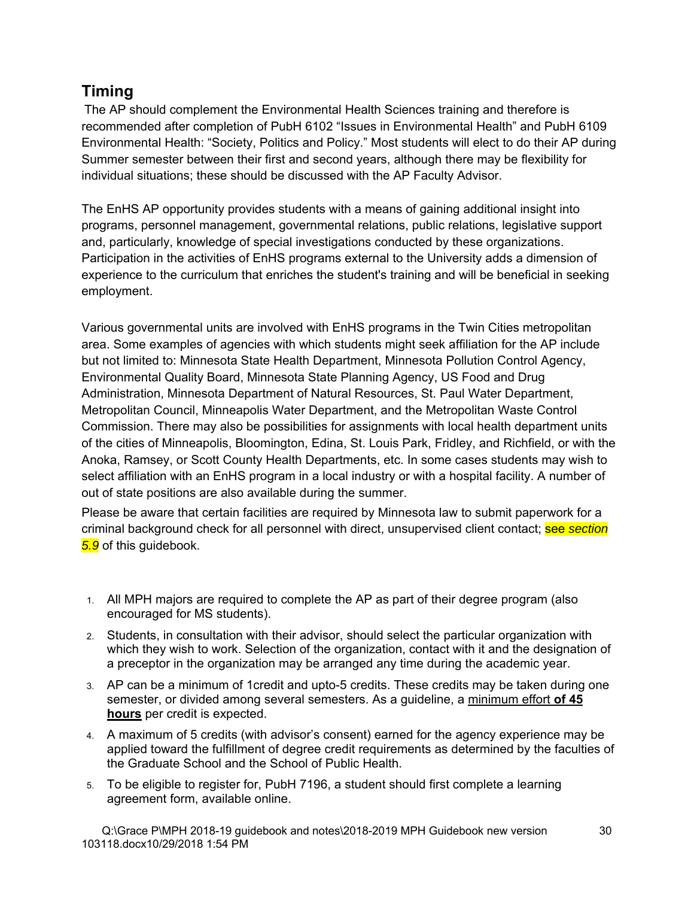## Timing

The AP should complement the Environmental Health Sciences training and therefore is recommended after completion of PubH 6102 “Issues in Environmental Health” and PubH 6109 Environmental Health: “Society, Politics and Policy.” Most students will elect to do their AP during Summer semester between their first and second years, although there may be flexibility for individual situations; these should be discussed with the AP Faculty Advisor.

The EnHS AP opportunity provides students with a means of gaining additional insight into programs, personnel management, governmental relations, public relations, legislative support and, particularly, knowledge of special investigations conducted by these organizations. Participation in the activities of EnHS programs external to the University adds a dimension of experience to the curriculum that enriches the student's training and will be beneficial in seeking employment.

Various governmental units are involved with EnHS programs in the Twin Cities metropolitan area. Some examples of agencies with which students might seek affiliation for the AP include but not limited to: Minnesota State Health Department, Minnesota Pollution Control Agency, Environmental Quality Board, Minnesota State Planning Agency, US Food and Drug Administration, Minnesota Department of Natural Resources, St. Paul Water Department, Metropolitan Council, Minneapolis Water Department, and the Metropolitan Waste Control Commission. There may also be possibilities for assignments with local health department units of the cities of Minneapolis, Bloomington, Edina, St. Louis Park, Fridley, and Richfield, or with the Anoka, Ramsey, or Scott County Health Departments, etc. In some cases students may wish to select affiliation with an EnHS program in a local industry or with a hospital facility. A number of out of state positions are also available during the summer.

Please be aware that certain facilities are required by Minnesota law to submit paperwork for a criminal background check for all personnel with direct, unsupervised client contact; see *section 5.9* of this guidebook.

1. All MPH majors are required to complete the AP as part of their degree program (also encouraged for MS students).
2. Students, in consultation with their advisor, should select the particular organization with which they wish to work. Selection of the organization, contact with it and the designation of a preceptor in the organization may be arranged any time during the academic year.
3. AP can be a minimum of 1credit and upto-5 credits. These credits may be taken during one semester, or divided among several semesters. As a guideline, a minimum effort **of 45 hours** per credit is expected.
4. A maximum of 5 credits (with advisor’s consent) earned for the agency experience may be applied toward the fulfillment of degree credit requirements as determined by the faculties of the Graduate School and the School of Public Health.
5. To be eligible to register for, PubH 7196, a student should first complete a learning agreement form, available online.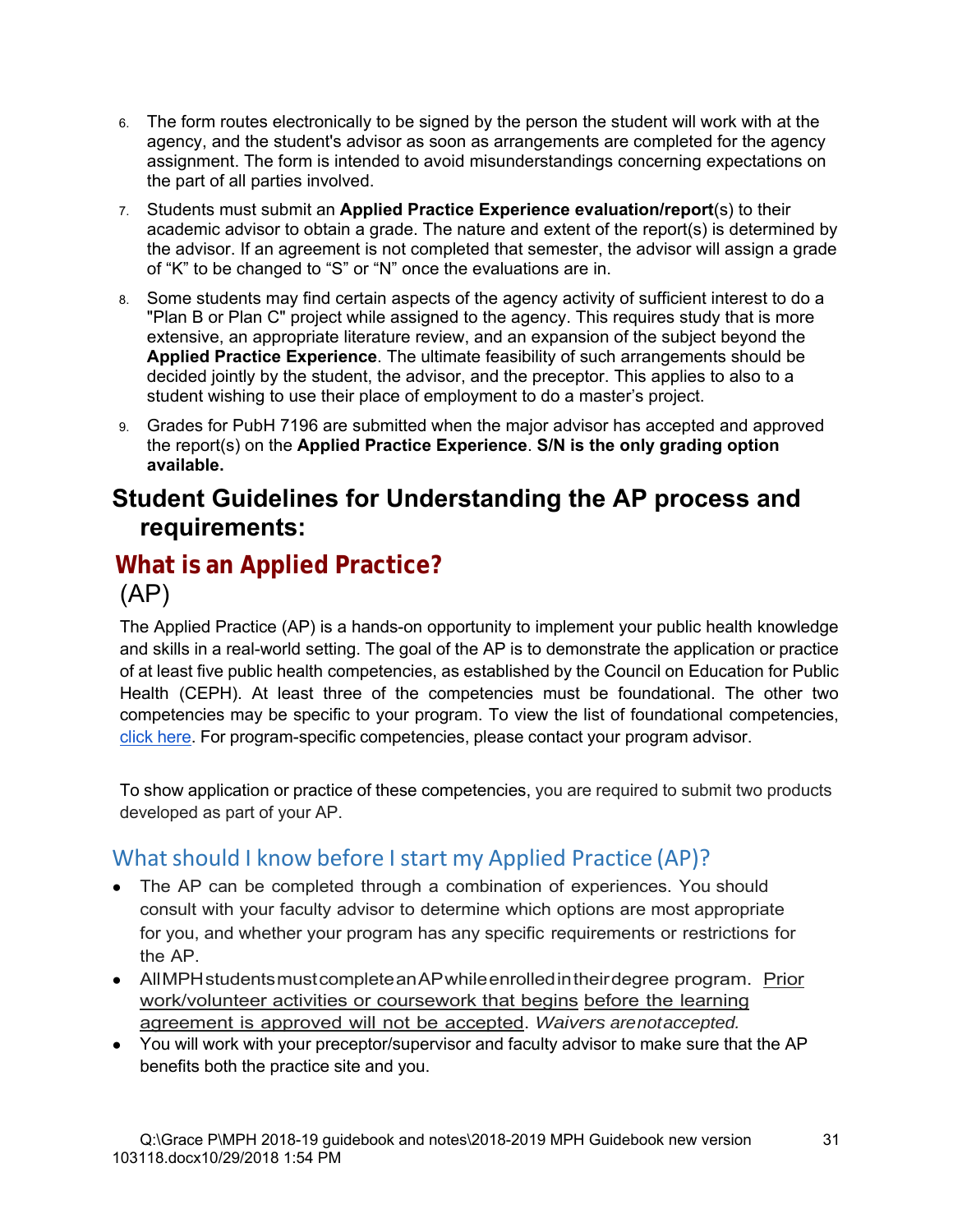6. The form routes electronically to be signed by the person the student will work with at the agency, and the student's advisor as soon as arrangements are completed for the agency assignment. The form is intended to avoid misunderstandings concerning expectations on the part of all parties involved.
7. Students must submit an **Applied Practice Experience evaluation/report**(s) to their academic advisor to obtain a grade. The nature and extent of the report(s) is determined by the advisor. If an agreement is not completed that semester, the advisor will assign a grade of "K" to be changed to "S" or "N" once the evaluations are in.
8. Some students may find certain aspects of the agency activity of sufficient interest to do a "Plan B or Plan C" project while assigned to the agency. This requires study that is more extensive, an appropriate literature review, and an expansion of the subject beyond the **Applied Practice Experience**. The ultimate feasibility of such arrangements should be decided jointly by the student, the advisor, and the preceptor. This applies to also to a student wishing to use their place of employment to do a master's project.
9. Grades for PubH 7196 are submitted when the major advisor has accepted and approved the report(s) on the **Applied Practice Experience**. **S/N is the only grading option available.**

## Student Guidelines for Understanding the AP process and requirements:

### What is an Applied Practice? (AP)

The Applied Practice (AP) is a hands-on opportunity to implement your public health knowledge and skills in a real-world setting. The goal of the AP is to demonstrate the application or practice of at least five public health competencies, as established by the Council on Education for Public Health (CEPH). At least three of the competencies must be foundational. The other two competencies may be specific to your program. To view the list of foundational competencies, click here. For program-specific competencies, please contact your program advisor.

To show application or practice of these competencies, you are required to submit two products developed as part of your AP.

### What should I know before I start my Applied Practice (AP)?

- The AP can be completed through a combination of experiences. You should consult with your faculty advisor to determine which options are most appropriate for you, and whether your program has any specific requirements or restrictions for the AP.
- All MPH students must complete an AP while enrolled in their degree program. Prior work/volunteer activities or coursework that begins before the learning agreement is approved will not be accepted. *Waivers are not accepted.*
- You will work with your preceptor/supervisor and faculty advisor to make sure that the AP benefits both the practice site and you.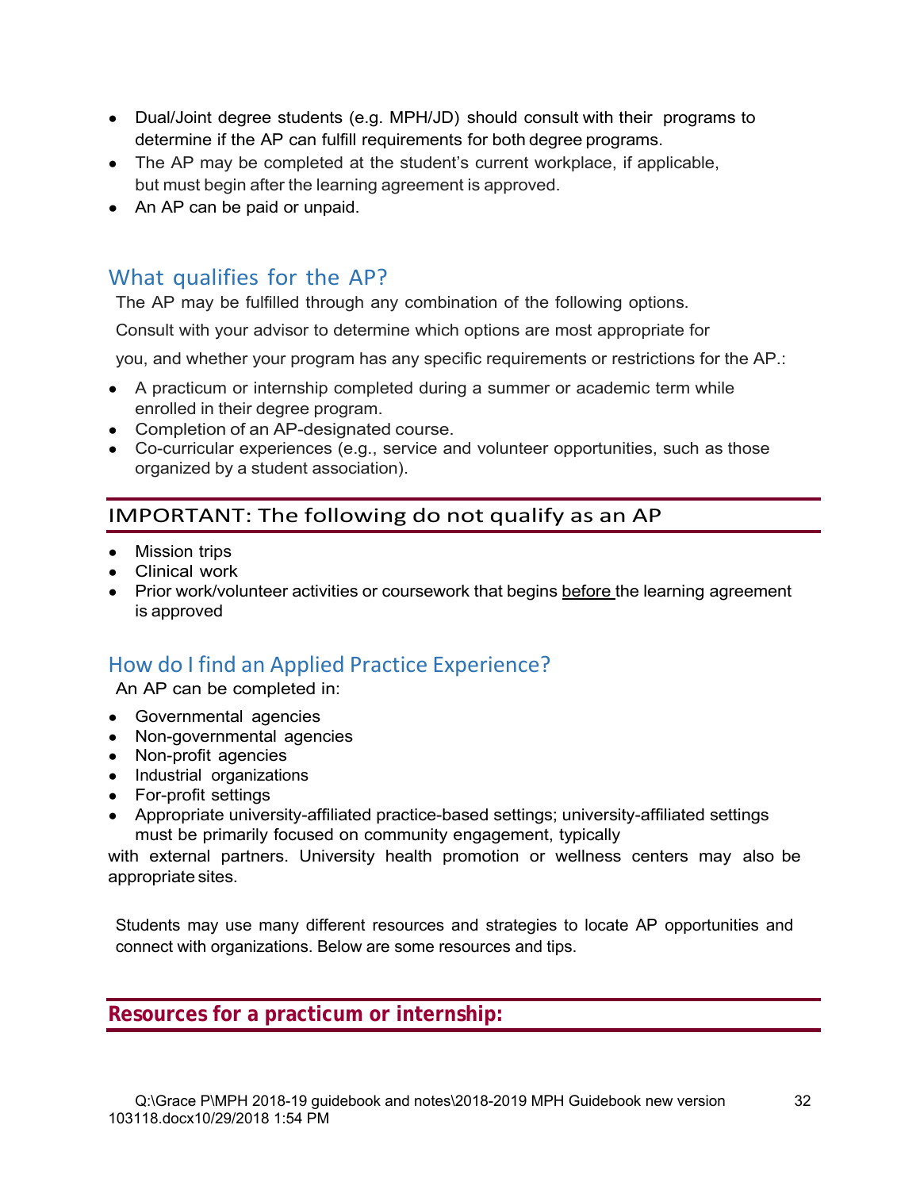- Dual/Joint degree students (e.g. MPH/JD) should consult with their programs to determine if the AP can fulfill requirements for both degree programs.
- The AP may be completed at the student's current workplace, if applicable, but must begin after the learning agreement is approved.
- An AP can be paid or unpaid.

## What qualifies for the AP?

The AP may be fulfilled through any combination of the following options.

Consult with your advisor to determine which options are most appropriate for

you, and whether your program has any specific requirements or restrictions for the AP.:

- A practicum or internship completed during a summer or academic term while enrolled in their degree program.
- Completion of an AP-designated course.
- Co-curricular experiences (e.g., service and volunteer opportunities, such as those organized by a student association).

## IMPORTANT: The following do not qualify as an AP

- Mission trips
- Clinical work
- Prior work/volunteer activities or coursework that begins before the learning agreement is approved

## How do I find an Applied Practice Experience?

An AP can be completed in:

- Governmental agencies
- Non-governmental agencies
- Non-profit agencies
- Industrial organizations
- For-profit settings
- Appropriate university-affiliated practice-based settings; university-affiliated settings must be primarily focused on community engagement, typically with external partners. University health promotion or wellness centers may also be appropriate sites.

Students may use many different resources and strategies to locate AP opportunities and connect with organizations. Below are some resources and tips.

## Resources for a practicum or internship: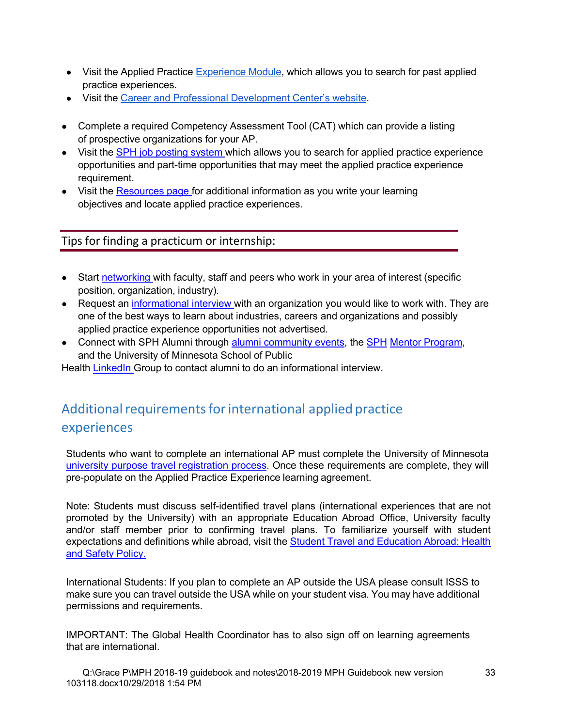- Visit the Applied Practice Experience Module, which allows you to search for past applied practice experiences.
- Visit the Career and Professional Development Center's website.

- Complete a required Competency Assessment Tool (CAT) which can provide a listing of prospective organizations for your AP.
- Visit the SPH job posting system which allows you to search for applied practice experience opportunities and part-time opportunities that may meet the applied practice experience requirement.
- Visit the Resources page for additional information as you write your learning objectives and locate applied practice experiences.

## Tips for finding a practicum or internship:

- Start networking with faculty, staff and peers who work in your area of interest (specific position, organization, industry).
- Request an informational interview with an organization you would like to work with. They are one of the best ways to learn about industries, careers and organizations and possibly applied practice experience opportunities not advertised.
- Connect with SPH Alumni through alumni community events, the SPH Mentor Program, and the University of Minnesota School of Public

Health LinkedIn Group to contact alumni to do an informational interview.

## Additional requirements for international applied practice experiences

Students who want to complete an international AP must complete the University of Minnesota university purpose travel registration process. Once these requirements are complete, they will pre-populate on the Applied Practice Experience learning agreement.

Note: Students must discuss self-identified travel plans (international experiences that are not promoted by the University) with an appropriate Education Abroad Office, University faculty and/or staff member prior to confirming travel plans. To familiarize yourself with student expectations and definitions while abroad, visit the Student Travel and Education Abroad: Health and Safety Policy.

International Students: If you plan to complete an AP outside the USA please consult ISSS to make sure you can travel outside the USA while on your student visa. You may have additional permissions and requirements.

IMPORTANT: The Global Health Coordinator has to also sign off on learning agreements that are international.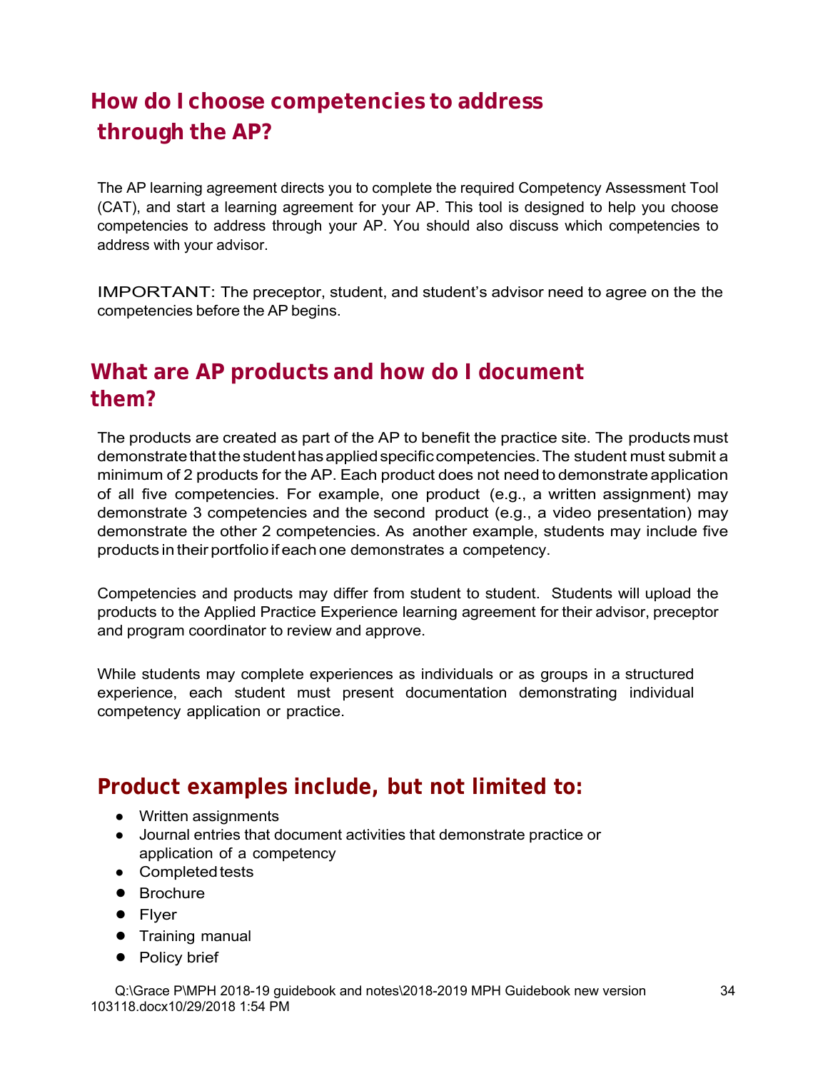## How do I choose competencies to address through the AP?

The AP learning agreement directs you to complete the required Competency Assessment Tool (CAT), and start a learning agreement for your AP. This tool is designed to help you choose competencies to address through your AP. You should also discuss which competencies to address with your advisor.

IMPORTANT: The preceptor, student, and student's advisor need to agree on the the competencies before the AP begins.

## What are AP products and how do I document them?

The products are created as part of the AP to benefit the practice site. The products must demonstrate that the student has applied specific competencies. The student must submit a minimum of 2 products for the AP. Each product does not need to demonstrate application of all five competencies. For example, one product (e.g., a written assignment) may demonstrate 3 competencies and the second product (e.g., a video presentation) may demonstrate the other 2 competencies. As another example, students may include five products in their portfolio if each one demonstrates a competency.

Competencies and products may differ from student to student. Students will upload the products to the Applied Practice Experience learning agreement for their advisor, preceptor and program coordinator to review and approve.

While students may complete experiences as individuals or as groups in a structured experience, each student must present documentation demonstrating individual competency application or practice.

## Product examples include, but not limited to:

- Written assignments
- Journal entries that document activities that demonstrate practice or application of a competency
- Completed tests
- Brochure
- Flyer
- Training manual
- Policy brief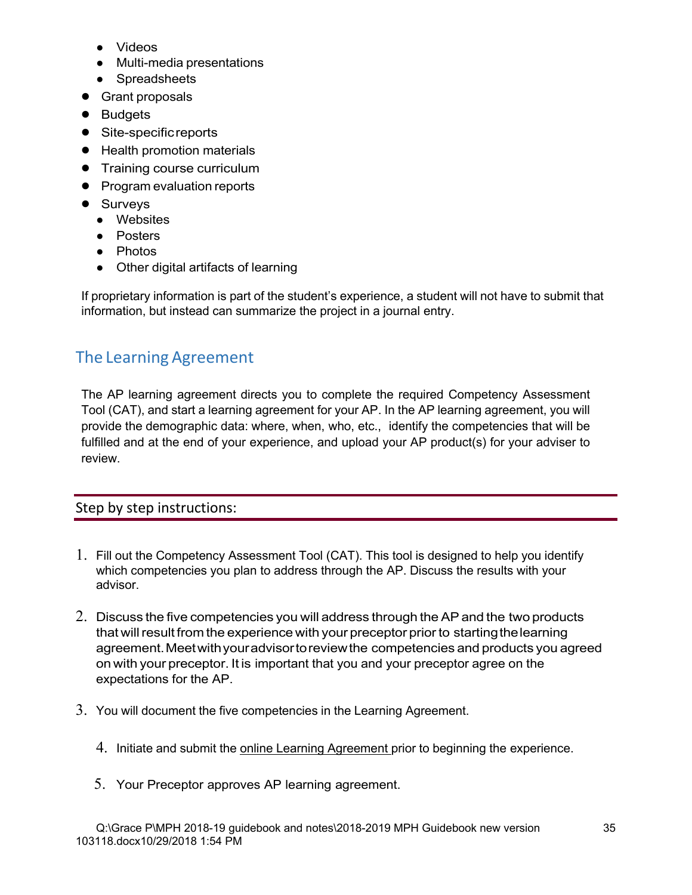- Videos
- Multi-media presentations
- Spreadsheets
- Grant proposals
- Budgets
- Site-specific reports
- Health promotion materials
- Training course curriculum
- Program evaluation reports
- Surveys
- Websites
- Posters
- Photos
- Other digital artifacts of learning

If proprietary information is part of the student's experience, a student will not have to submit that information, but instead can summarize the project in a journal entry.

## The Learning Agreement

The AP learning agreement directs you to complete the required Competency Assessment Tool (CAT), and start a learning agreement for your AP. In the AP learning agreement, you will provide the demographic data: where, when, who, etc., identify the competencies that will be fulfilled and at the end of your experience, and upload your AP product(s) for your adviser to review.

### Step by step instructions:

1. Fill out the Competency Assessment Tool (CAT). This tool is designed to help you identify which competencies you plan to address through the AP. Discuss the results with your advisor.
2. Discuss the five competencies you will address through the AP and the two products that will result from the experience with your preceptor prior to starting the learning agreement. Meet with your advisor to review the competencies and products you agreed on with your preceptor. It is important that you and your preceptor agree on the expectations for the AP.
3. You will document the five competencies in the Learning Agreement.
4. Initiate and submit the online Learning Agreement prior to beginning the experience.
5. Your Preceptor approves AP learning agreement.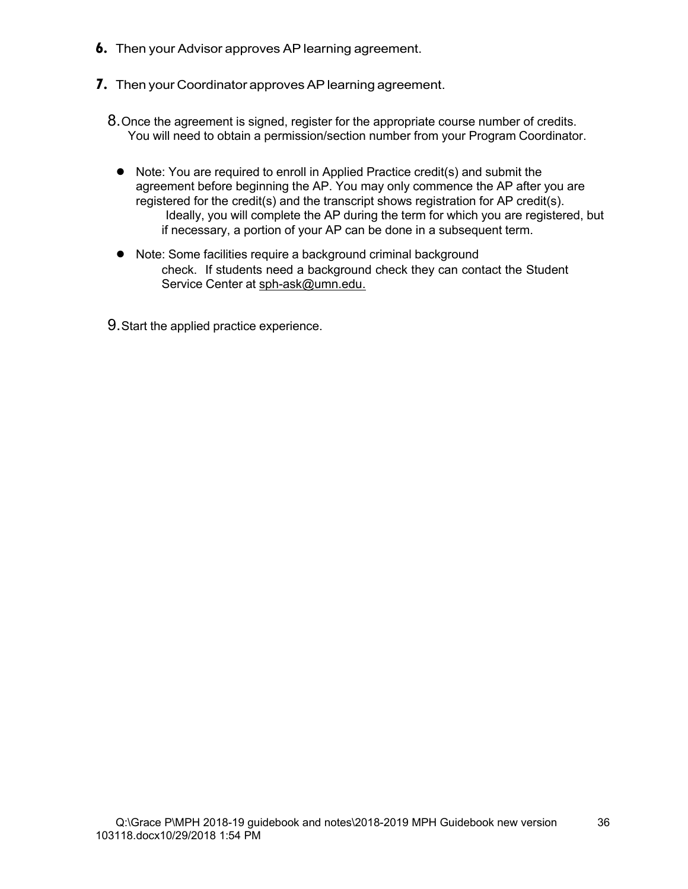6. Then your Advisor approves AP learning agreement.

7. Then your Coordinator approves AP learning agreement.

8. Once the agreement is signed, register for the appropriate course number of credits. You will need to obtain a permission/section number from your Program Coordinator.

   - Note: You are required to enroll in Applied Practice credit(s) and submit the agreement before beginning the AP. You may only commence the AP after you are registered for the credit(s) and the transcript shows registration for AP credit(s). Ideally, you will complete the AP during the term for which you are registered, but if necessary, a portion of your AP can be done in a subsequent term.

   - Note: Some facilities require a background criminal background check. If students need a background check they can contact the Student Service Center at sph-ask@umn.edu.

9. Start the applied practice experience.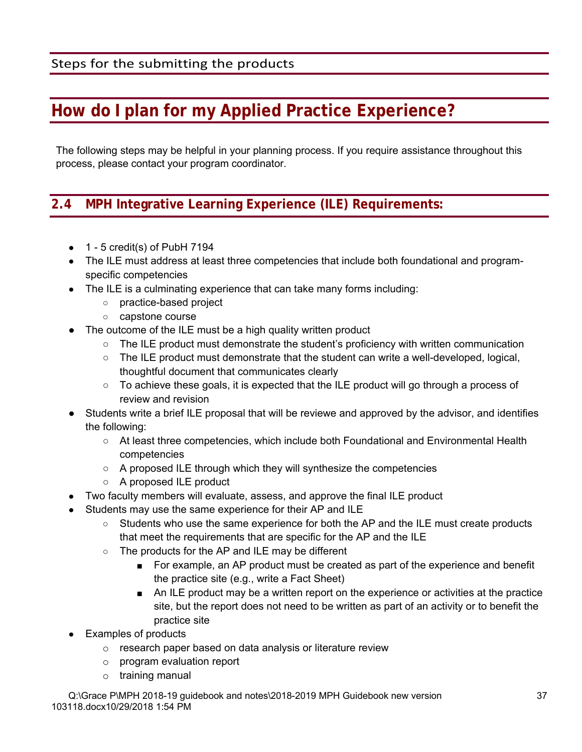## Steps for the submitting the products

# How do I plan for my Applied Practice Experience?

The following steps may be helpful in your planning process. If you require assistance throughout this process, please contact your program coordinator.

## 2.4 MPH Integrative Learning Experience (ILE) Requirements:

- 1 - 5 credit(s) of PubH 7194
- The ILE must address at least three competencies that include both foundational and program-specific competencies
- The ILE is a culminating experience that can take many forms including:
  - practice-based project
  - capstone course
- The outcome of the ILE must be a high quality written product
  - The ILE product must demonstrate the student's proficiency with written communication
  - The ILE product must demonstrate that the student can write a well-developed, logical, thoughtful document that communicates clearly
  - To achieve these goals, it is expected that the ILE product will go through a process of review and revision
- Students write a brief ILE proposal that will be reviewe and approved by the advisor, and identifies the following:
  - At least three competencies, which include both Foundational and Environmental Health competencies
  - A proposed ILE through which they will synthesize the competencies
  - A proposed ILE product
- Two faculty members will evaluate, assess, and approve the final ILE product
- Students may use the same experience for their AP and ILE
  - Students who use the same experience for both the AP and the ILE must create products that meet the requirements that are specific for the AP and the ILE
  - The products for the AP and ILE may be different
    - For example, an AP product must be created as part of the experience and benefit the practice site (e.g., write a Fact Sheet)
    - An ILE product may be a written report on the experience or activities at the practice site, but the report does not need to be written as part of an activity or to benefit the practice site
- Examples of products
  - research paper based on data analysis or literature review
  - program evaluation report
  - training manual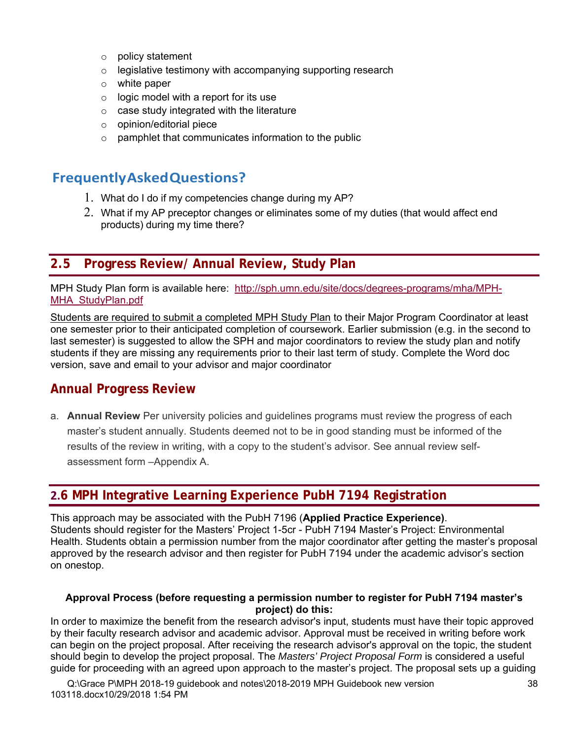- policy statement
- legislative testimony with accompanying supporting research
- white paper
- logic model with a report for its use
- case study integrated with the literature
- opinion/editorial piece
- pamphlet that communicates information to the public

## FrequentlyAskedQuestions?

1. What do I do if my competencies change during my AP?
2. What if my AP preceptor changes or eliminates some of my duties (that would affect end products) during my time there?

## 2.5 Progress Review/ Annual Review, Study Plan

MPH Study Plan form is available here: http://sph.umn.edu/site/docs/degrees-programs/mha/MPH-MHA_StudyPlan.pdf

Students are required to submit a completed MPH Study Plan to their Major Program Coordinator at least one semester prior to their anticipated completion of coursework. Earlier submission (e.g. in the second to last semester) is suggested to allow the SPH and major coordinators to review the study plan and notify students if they are missing any requirements prior to their last term of study. Complete the Word doc version, save and email to your advisor and major coordinator

### Annual Progress Review

a. **Annual Review** Per university policies and guidelines programs must review the progress of each master's student annually. Students deemed not to be in good standing must be informed of the results of the review in writing, with a copy to the student's advisor. See annual review self-assessment form –Appendix A.

## 2.6 MPH Integrative Learning Experience PubH 7194 Registration

This approach may be associated with the PubH 7196 (**Applied Practice Experience)**.
Students should register for the Masters' Project 1-5cr - PubH 7194 Master's Project: Environmental Health. Students obtain a permission number from the major coordinator after getting the master's proposal approved by the research advisor and then register for PubH 7194 under the academic advisor's section on onestop.

**Approval Process (before requesting a permission number to register for PubH 7194 master's project) do this:**

In order to maximize the benefit from the research advisor's input, students must have their topic approved by their faculty research advisor and academic advisor. Approval must be received in writing before work can begin on the project proposal. After receiving the research advisor's approval on the topic, the student should begin to develop the project proposal. The *Masters' Project Proposal Form* is considered a useful guide for proceeding with an agreed upon approach to the master's project. The proposal sets up a guiding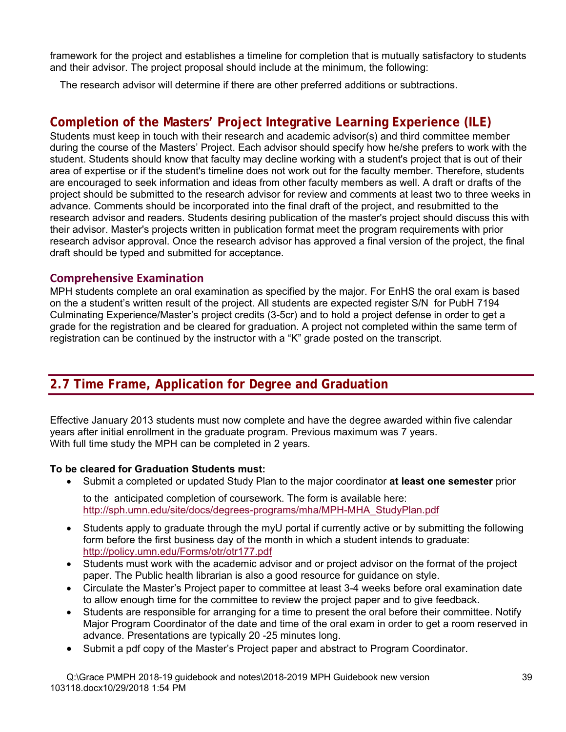framework for the project and establishes a timeline for completion that is mutually satisfactory to students and their advisor. The project proposal should include at the minimum, the following:

The research advisor will determine if there are other preferred additions or subtractions.

## Completion of the Masters' Project Integrative Learning Experience (ILE)

Students must keep in touch with their research and academic advisor(s) and third committee member during the course of the Masters' Project. Each advisor should specify how he/she prefers to work with the student. Students should know that faculty may decline working with a student's project that is out of their area of expertise or if the student's timeline does not work out for the faculty member. Therefore, students are encouraged to seek information and ideas from other faculty members as well. A draft or drafts of the project should be submitted to the research advisor for review and comments at least two to three weeks in advance. Comments should be incorporated into the final draft of the project, and resubmitted to the research advisor and readers. Students desiring publication of the master's project should discuss this with their advisor. Master's projects written in publication format meet the program requirements with prior research advisor approval. Once the research advisor has approved a final version of the project, the final draft should be typed and submitted for acceptance.

### Comprehensive Examination

MPH students complete an oral examination as specified by the major. For EnHS the oral exam is based on the a student's written result of the project. All students are expected register S/N for PubH 7194 Culminating Experience/Master's project credits (3-5cr) and to hold a project defense in order to get a grade for the registration and be cleared for graduation. A project not completed within the same term of registration can be continued by the instructor with a "K" grade posted on the transcript.

## 2.7 Time Frame, Application for Degree and Graduation

Effective January 2013 students must now complete and have the degree awarded within five calendar years after initial enrollment in the graduate program. Previous maximum was 7 years.
With full time study the MPH can be completed in 2 years.

**To be cleared for Graduation Students must:**

- Submit a completed or updated Study Plan to the major coordinator **at least one semester** prior to the anticipated completion of coursework. The form is available here: http://sph.umn.edu/site/docs/degrees-programs/mha/MPH-MHA_StudyPlan.pdf
- Students apply to graduate through the myU portal if currently active or by submitting the following form before the first business day of the month in which a student intends to graduate: http://policy.umn.edu/Forms/otr/otr177.pdf
- Students must work with the academic advisor and or project advisor on the format of the project paper. The Public health librarian is also a good resource for guidance on style.
- Circulate the Master's Project paper to committee at least 3-4 weeks before oral examination date to allow enough time for the committee to review the project paper and to give feedback.
- Students are responsible for arranging for a time to present the oral before their committee. Notify Major Program Coordinator of the date and time of the oral exam in order to get a room reserved in advance. Presentations are typically 20 -25 minutes long.
- Submit a pdf copy of the Master's Project paper and abstract to Program Coordinator.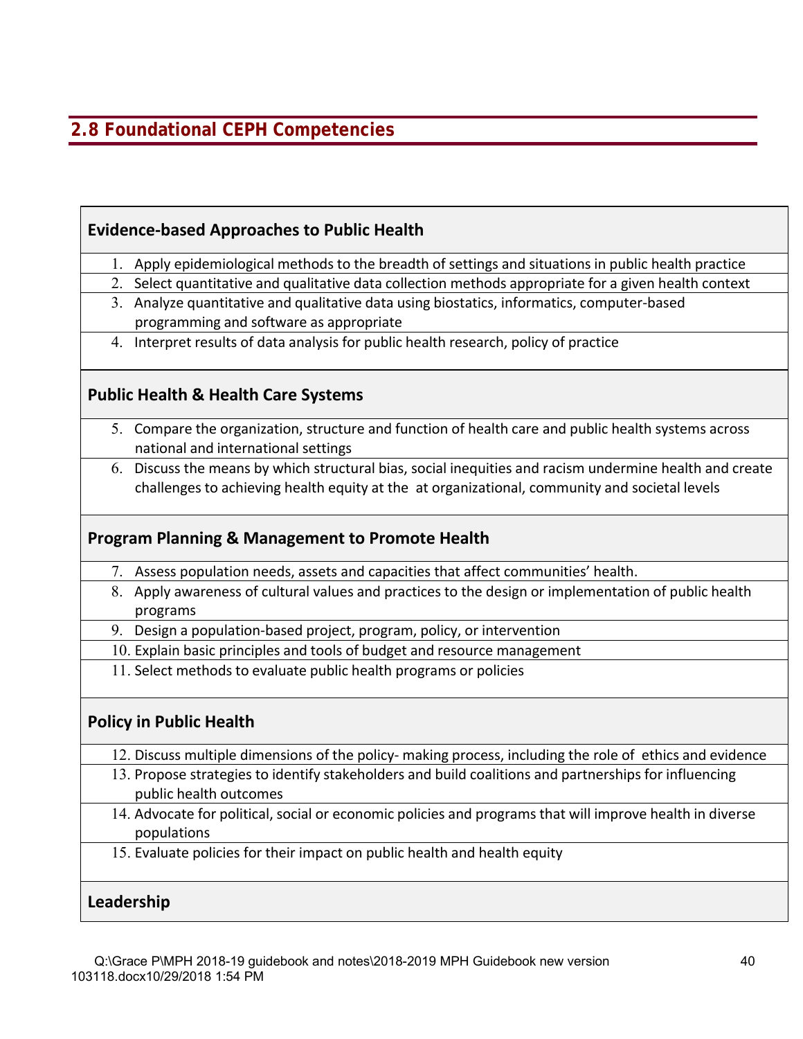## 2.8 Foundational CEPH Competencies

| **Evidence-based Approaches to Public Health** |
|---|
| 1. Apply epidemiological methods to the breadth of settings and situations in public health practice |
| 2. Select quantitative and qualitative data collection methods appropriate for a given health context |
| 3. Analyze quantitative and qualitative data using biostatics, informatics, computer-based programming and software as appropriate |
| 4. Interpret results of data analysis for public health research, policy of practice |
| **Public Health & Health Care Systems** |
| 5. Compare the organization, structure and function of health care and public health systems across national and international settings |
| 6. Discuss the means by which structural bias, social inequities and racism undermine health and create challenges to achieving health equity at the at organizational, community and societal levels |
| **Program Planning & Management to Promote Health** |
| 7. Assess population needs, assets and capacities that affect communities' health. |
| 8. Apply awareness of cultural values and practices to the design or implementation of public health programs |
| 9. Design a population-based project, program, policy, or intervention |
| 10. Explain basic principles and tools of budget and resource management |
| 11. Select methods to evaluate public health programs or policies |
| **Policy in Public Health** |
| 12. Discuss multiple dimensions of the policy- making process, including the role of ethics and evidence |
| 13. Propose strategies to identify stakeholders and build coalitions and partnerships for influencing public health outcomes |
| 14. Advocate for political, social or economic policies and programs that will improve health in diverse populations |
| 15. Evaluate policies for their impact on public health and health equity |
| **Leadership** |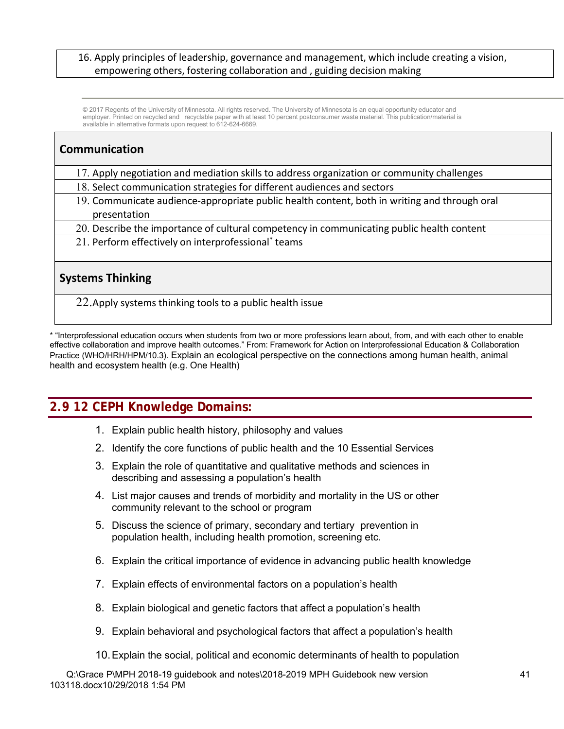| 16. Apply principles of leadership, governance and management, which include creating a vision, empowering others, fostering collaboration and , guiding decision making |
|---|

© 2017 Regents of the University of Minnesota. All rights reserved. The University of Minnesota is an equal opportunity educator and employer. Printed on recycled and recyclable paper with at least 10 percent postconsumer waste material. This publication/material is available in alternative formats upon request to 612-624-6669.

| **Communication** |
|---|
| 17. Apply negotiation and mediation skills to address organization or community challenges |
| 18. Select communication strategies for different audiences and sectors |
| 19. Communicate audience-appropriate public health content, both in writing and through oral presentation |
| 20. Describe the importance of cultural competency in communicating public health content |
| 21. Perform effectively on interprofessional* teams |
| **Systems Thinking** |
| 22. Apply systems thinking tools to a public health issue |

* "Interprofessional education occurs when students from two or more professions learn about, from, and with each other to enable effective collaboration and improve health outcomes." From: Framework for Action on Interprofessional Education & Collaboration Practice (WHO/HRH/HPM/10.3). Explain an ecological perspective on the connections among human health, animal health and ecosystem health (e.g. One Health)

## 2.9 12 CEPH Knowledge Domains:

1. Explain public health history, philosophy and values
2. Identify the core functions of public health and the 10 Essential Services
3. Explain the role of quantitative and qualitative methods and sciences in describing and assessing a population's health
4. List major causes and trends of morbidity and mortality in the US or other community relevant to the school or program
5. Discuss the science of primary, secondary and tertiary prevention in population health, including health promotion, screening etc.
6. Explain the critical importance of evidence in advancing public health knowledge
7. Explain effects of environmental factors on a population's health
8. Explain biological and genetic factors that affect a population's health
9. Explain behavioral and psychological factors that affect a population's health
10. Explain the social, political and economic determinants of health to population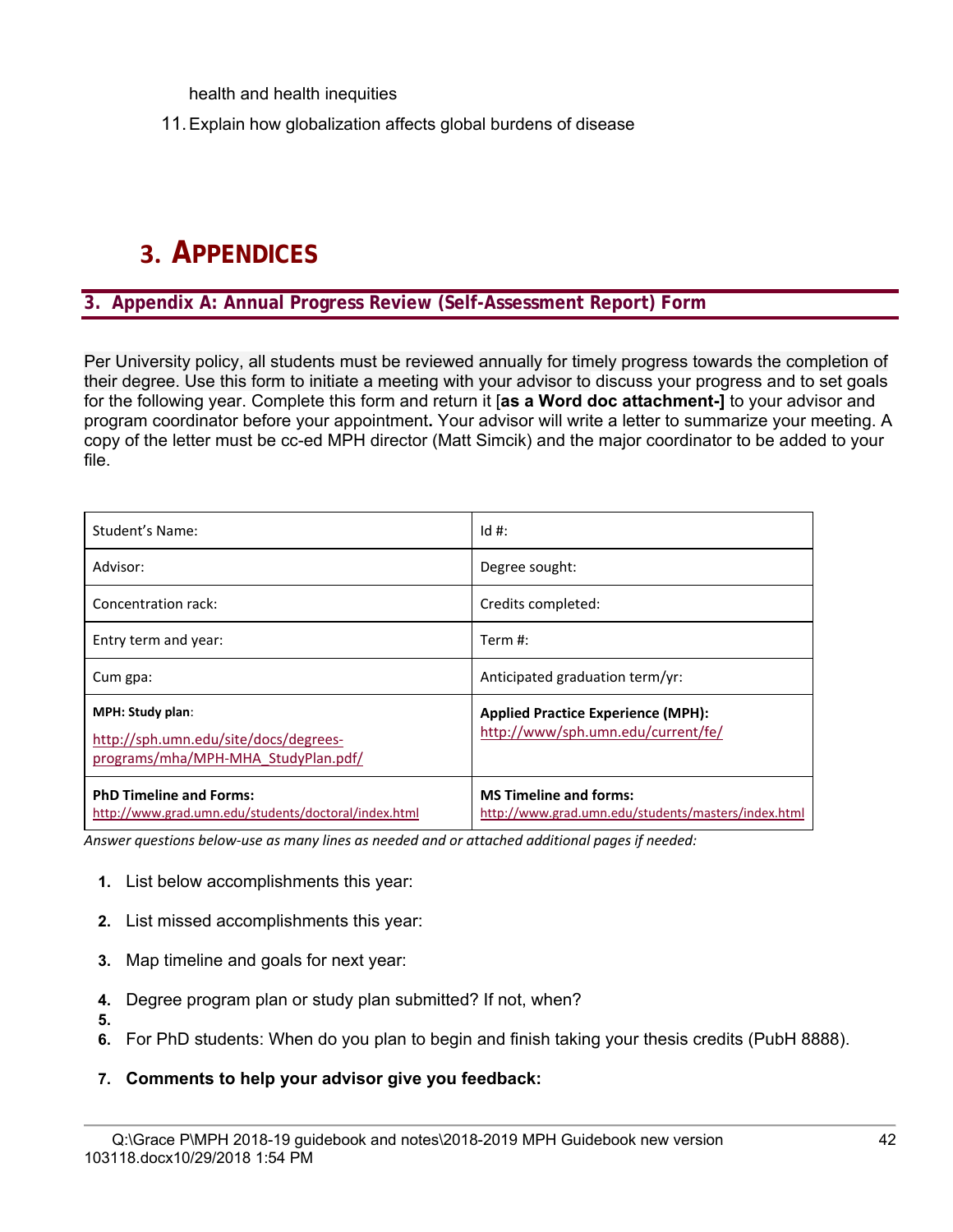health and health inequities

11. Explain how globalization affects global burdens of disease

# 3. APPENDICES

## 3. Appendix A: Annual Progress Review (Self-Assessment Report) Form

Per University policy, all students must be reviewed annually for timely progress towards the completion of their degree. Use this form to initiate a meeting with your advisor to discuss your progress and to set goals for the following year. Complete this form and return it [**as a Word doc attachment-]** to your advisor and program coordinator before your appointment**.** Your advisor will write a letter to summarize your meeting. A copy of the letter must be cc-ed MPH director (Matt Simcik) and the major coordinator to be added to your file.

| Student's Name: | Id #: |
|---|---|
| Advisor: | Degree sought: |
| Concentration rack: | Credits completed: |
| Entry term and year: | Term #: |
| Cum gpa: | Anticipated graduation term/yr: |
| **MPH: Study plan**: http://sph.umn.edu/site/docs/degrees-programs/mha/MPH-MHA_StudyPlan.pdf/ | **Applied Practice Experience (MPH):** http://www/sph.umn.edu/current/fe/ |
| **PhD Timeline and Forms:** http://www.grad.umn.edu/students/doctoral/index.html | **MS Timeline and forms:** http://www.grad.umn.edu/students/masters/index.html |

*Answer questions below-use as many lines as needed and or attached additional pages if needed:*

1. List below accomplishments this year:
2. List missed accomplishments this year:
3. Map timeline and goals for next year:
4. Degree program plan or study plan submitted? If not, when?
5.
6. For PhD students: When do you plan to begin and finish taking your thesis credits (PubH 8888).
7. **Comments to help your advisor give you feedback:**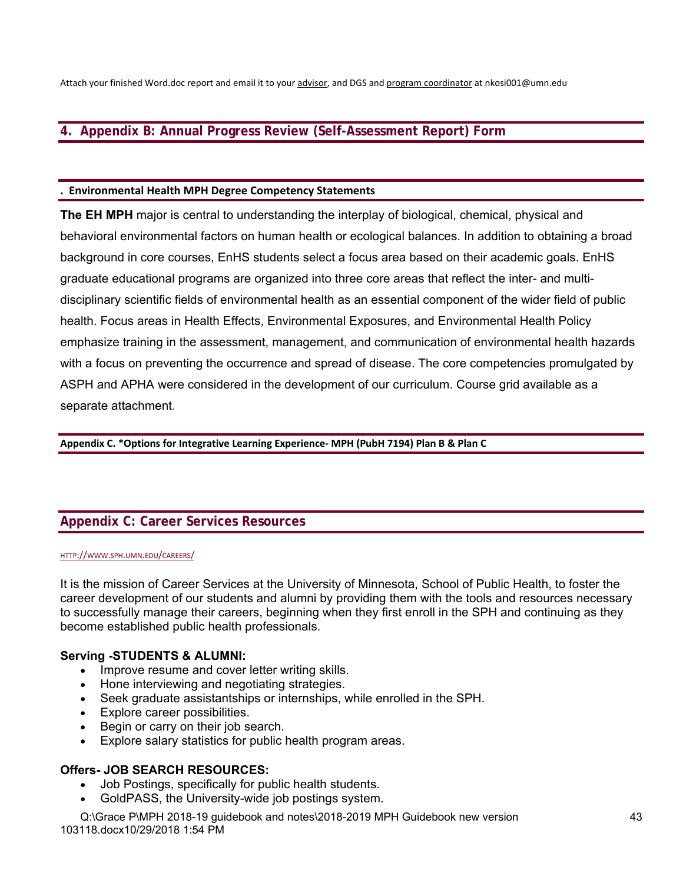Attach your finished Word.doc report and email it to your advisor, and DGS and program coordinator at nkosi001@umn.edu

## 4. Appendix B: Annual Progress Review (Self-Assessment Report) Form

### . Environmental Health MPH Degree Competency Statements

**The EH MPH** major is central to understanding the interplay of biological, chemical, physical and behavioral environmental factors on human health or ecological balances. In addition to obtaining a broad background in core courses, EnHS students select a focus area based on their academic goals. EnHS graduate educational programs are organized into three core areas that reflect the inter- and multi-disciplinary scientific fields of environmental health as an essential component of the wider field of public health. Focus areas in Health Effects, Environmental Exposures, and Environmental Health Policy emphasize training in the assessment, management, and communication of environmental health hazards with a focus on preventing the occurrence and spread of disease. The core competencies promulgated by ASPH and APHA were considered in the development of our curriculum. Course grid available as a separate attachment.

### Appendix C. *Options for Integrative Learning Experience- MPH (PubH 7194) Plan B & Plan C

## Appendix C: Career Services Resources

HTTP://WWW.SPH.UMN.EDU/CAREERS/

It is the mission of Career Services at the University of Minnesota, School of Public Health, to foster the career development of our students and alumni by providing them with the tools and resources necessary to successfully manage their careers, beginning when they first enroll in the SPH and continuing as they become established public health professionals.

**Serving -STUDENTS & ALUMNI:**

- Improve resume and cover letter writing skills.
- Hone interviewing and negotiating strategies.
- Seek graduate assistantships or internships, while enrolled in the SPH.
- Explore career possibilities.
- Begin or carry on their job search.
- Explore salary statistics for public health program areas.

**Offers- JOB SEARCH RESOURCES:**

- Job Postings, specifically for public health students.
- GoldPASS, the University-wide job postings system.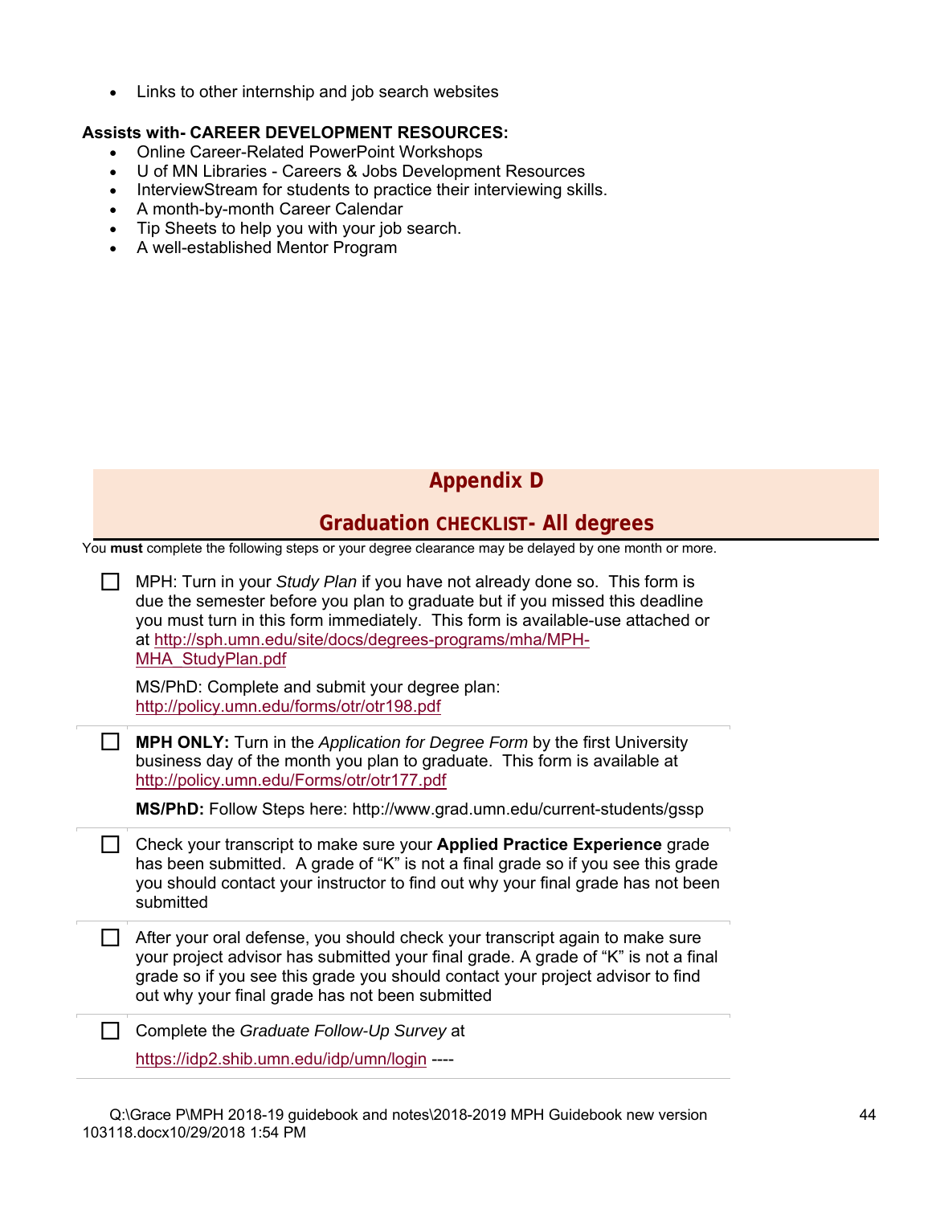- Links to other internship and job search websites

**Assists with- CAREER DEVELOPMENT RESOURCES:**

- Online Career-Related PowerPoint Workshops
- U of MN Libraries - Careers & Jobs Development Resources
- InterviewStream for students to practice their interviewing skills.
- A month-by-month Career Calendar
- Tip Sheets to help you with your job search.
- A well-established Mentor Program

## Appendix D

## Graduation CHECKLIST- All degrees

You **must** complete the following steps or your degree clearance may be delayed by one month or more.

- [ ] MPH: Turn in your *Study Plan* if you have not already done so. This form is due the semester before you plan to graduate but if you missed this deadline you must turn in this form immediately. This form is available-use attached or at http://sph.umn.edu/site/docs/degrees-programs/mha/MPH-MHA_StudyPlan.pdf

  MS/PhD: Complete and submit your degree plan: http://policy.umn.edu/forms/otr/otr198.pdf

- [ ] **MPH ONLY:** Turn in the *Application for Degree Form* by the first University business day of the month you plan to graduate. This form is available at http://policy.umn.edu/Forms/otr/otr177.pdf

  **MS/PhD:** Follow Steps here: http://www.grad.umn.edu/current-students/gssp

- [ ] Check your transcript to make sure your **Applied Practice Experience** grade has been submitted. A grade of "K" is not a final grade so if you see this grade you should contact your instructor to find out why your final grade has not been submitted

- [ ] After your oral defense, you should check your transcript again to make sure your project advisor has submitted your final grade. A grade of "K" is not a final grade so if you see this grade you should contact your project advisor to find out why your final grade has not been submitted

- [ ] Complete the *Graduate Follow-Up Survey* at

  https://idp2.shib.umn.edu/idp/umn/login ----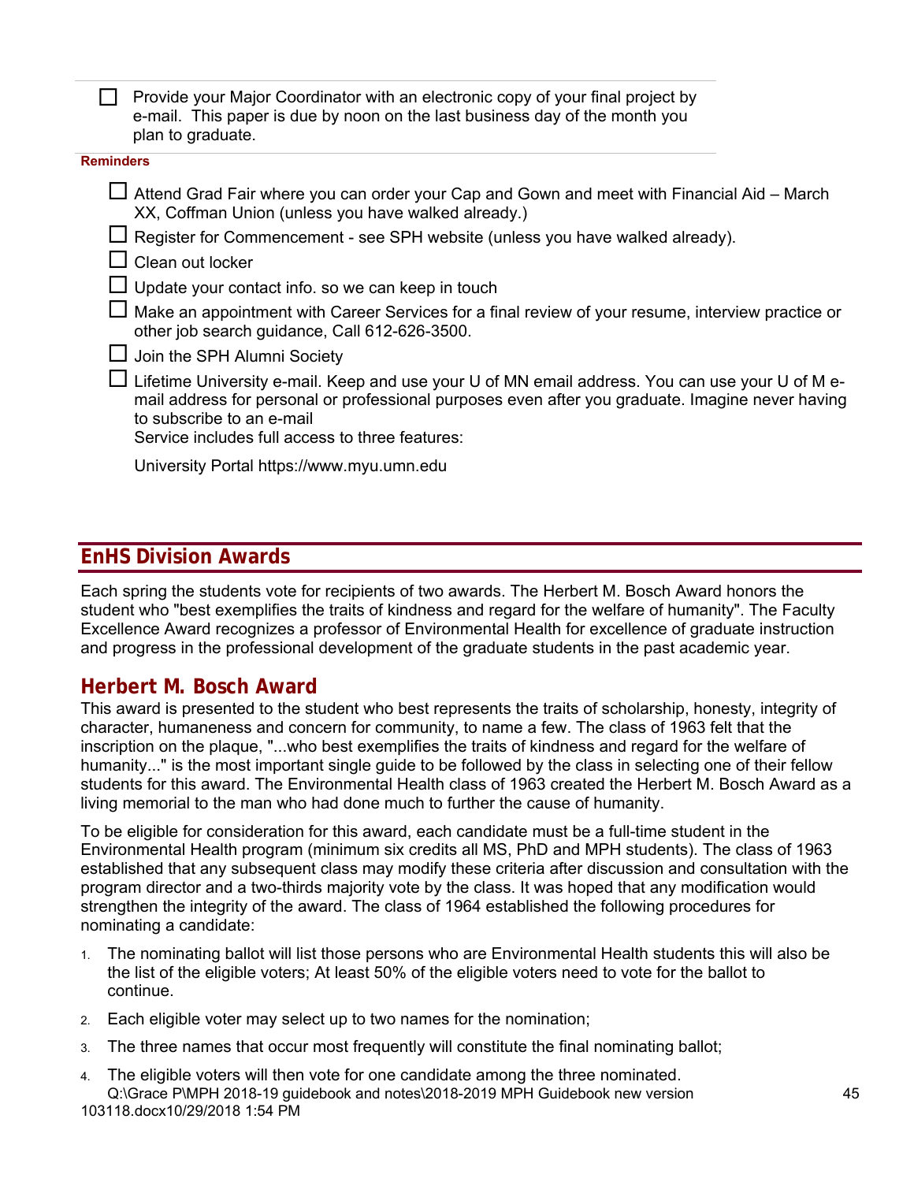- [ ] Provide your Major Coordinator with an electronic copy of your final project by e-mail. This paper is due by noon on the last business day of the month you plan to graduate.

**Reminders**

- [ ] Attend Grad Fair where you can order your Cap and Gown and meet with Financial Aid – March XX, Coffman Union (unless you have walked already.)
- [ ] Register for Commencement - see SPH website (unless you have walked already).
- [ ] Clean out locker
- [ ] Update your contact info. so we can keep in touch
- [ ] Make an appointment with Career Services for a final review of your resume, interview practice or other job search guidance, Call 612-626-3500.
- [ ] Join the SPH Alumni Society
- [ ] Lifetime University e-mail. Keep and use your U of MN email address. You can use your U of M e-mail address for personal or professional purposes even after you graduate. Imagine never having to subscribe to an e-mail
  Service includes full access to three features:

  University Portal https://www.myu.umn.edu

## EnHS Division Awards

Each spring the students vote for recipients of two awards. The Herbert M. Bosch Award honors the student who "best exemplifies the traits of kindness and regard for the welfare of humanity". The Faculty Excellence Award recognizes a professor of Environmental Health for excellence of graduate instruction and progress in the professional development of the graduate students in the past academic year.

### Herbert M. Bosch Award

This award is presented to the student who best represents the traits of scholarship, honesty, integrity of character, humaneness and concern for community, to name a few. The class of 1963 felt that the inscription on the plaque, "...who best exemplifies the traits of kindness and regard for the welfare of humanity..." is the most important single guide to be followed by the class in selecting one of their fellow students for this award. The Environmental Health class of 1963 created the Herbert M. Bosch Award as a living memorial to the man who had done much to further the cause of humanity.

To be eligible for consideration for this award, each candidate must be a full-time student in the Environmental Health program (minimum six credits all MS, PhD and MPH students). The class of 1963 established that any subsequent class may modify these criteria after discussion and consultation with the program director and a two-thirds majority vote by the class. It was hoped that any modification would strengthen the integrity of the award. The class of 1964 established the following procedures for nominating a candidate:

1. The nominating ballot will list those persons who are Environmental Health students this will also be the list of the eligible voters; At least 50% of the eligible voters need to vote for the ballot to continue.
2. Each eligible voter may select up to two names for the nomination;
3. The three names that occur most frequently will constitute the final nominating ballot;
4. The eligible voters will then vote for one candidate among the three nominated.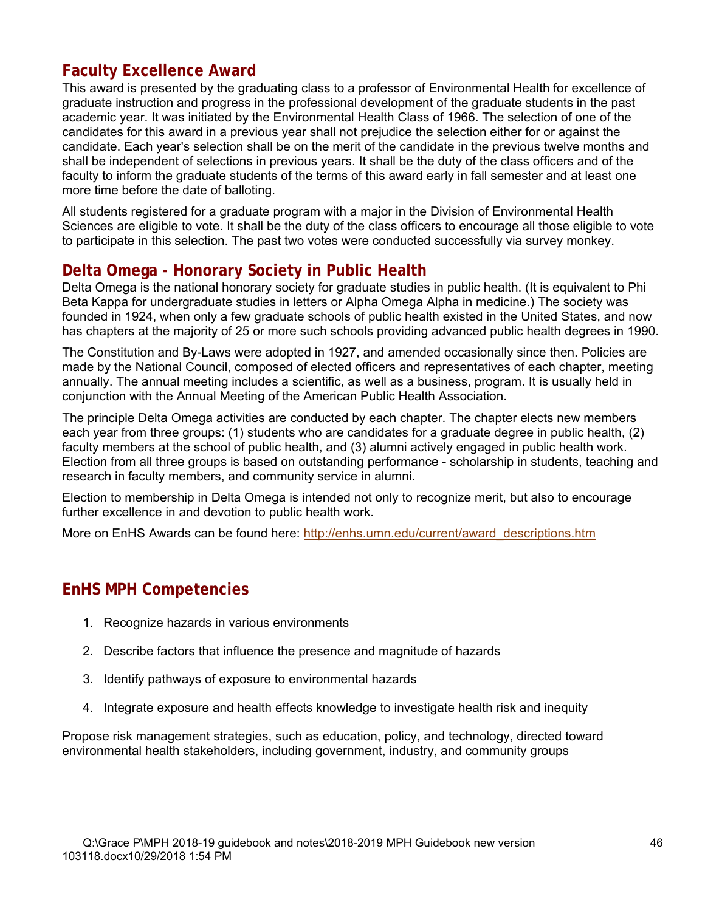## Faculty Excellence Award

This award is presented by the graduating class to a professor of Environmental Health for excellence of graduate instruction and progress in the professional development of the graduate students in the past academic year. It was initiated by the Environmental Health Class of 1966. The selection of one of the candidates for this award in a previous year shall not prejudice the selection either for or against the candidate. Each year's selection shall be on the merit of the candidate in the previous twelve months and shall be independent of selections in previous years. It shall be the duty of the class officers and of the faculty to inform the graduate students of the terms of this award early in fall semester and at least one more time before the date of balloting.

All students registered for a graduate program with a major in the Division of Environmental Health Sciences are eligible to vote. It shall be the duty of the class officers to encourage all those eligible to vote to participate in this selection. The past two votes were conducted successfully via survey monkey.

## Delta Omega - Honorary Society in Public Health

Delta Omega is the national honorary society for graduate studies in public health. (It is equivalent to Phi Beta Kappa for undergraduate studies in letters or Alpha Omega Alpha in medicine.) The society was founded in 1924, when only a few graduate schools of public health existed in the United States, and now has chapters at the majority of 25 or more such schools providing advanced public health degrees in 1990.

The Constitution and By-Laws were adopted in 1927, and amended occasionally since then. Policies are made by the National Council, composed of elected officers and representatives of each chapter, meeting annually. The annual meeting includes a scientific, as well as a business, program. It is usually held in conjunction with the Annual Meeting of the American Public Health Association.

The principle Delta Omega activities are conducted by each chapter. The chapter elects new members each year from three groups: (1) students who are candidates for a graduate degree in public health, (2) faculty members at the school of public health, and (3) alumni actively engaged in public health work. Election from all three groups is based on outstanding performance - scholarship in students, teaching and research in faculty members, and community service in alumni.

Election to membership in Delta Omega is intended not only to recognize merit, but also to encourage further excellence in and devotion to public health work.

More on EnHS Awards can be found here: http://enhs.umn.edu/current/award_descriptions.htm

## EnHS MPH Competencies

1. Recognize hazards in various environments
2. Describe factors that influence the presence and magnitude of hazards
3. Identify pathways of exposure to environmental hazards
4. Integrate exposure and health effects knowledge to investigate health risk and inequity

Propose risk management strategies, such as education, policy, and technology, directed toward environmental health stakeholders, including government, industry, and community groups